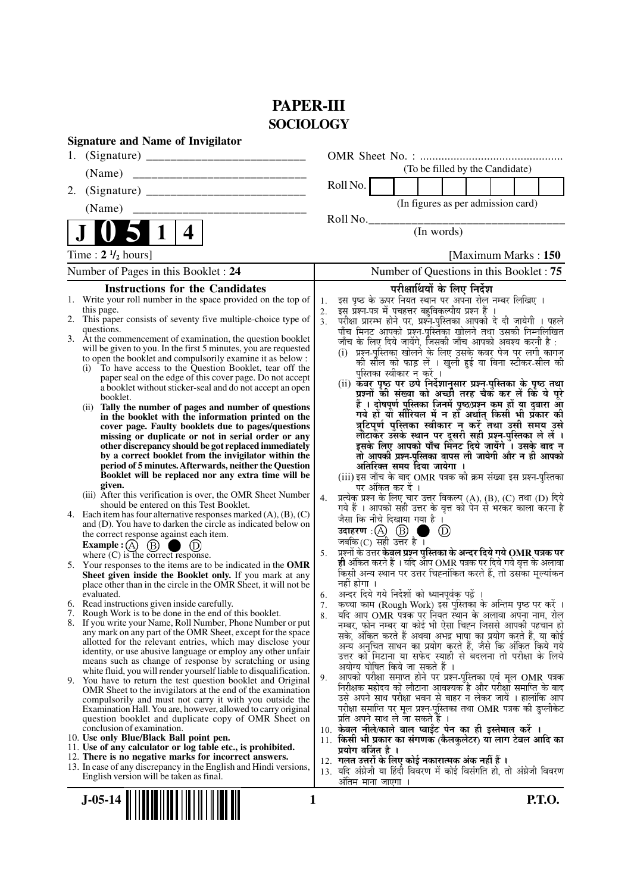# PAPER-III
## SOCIOLOGY

**Signature and Name of Invigilator**

1. (Signature) ___________________________

 (Name) ___________________________

2. (Signature) ___________________________

 (Name) ___________________________

OMR Sheet No. : ...............................................
(To be filled by the Candidate)

Roll No. | | | | | | | | |
(In figures as per admission card)

Roll No.___________________________
(In words)

**J 0 5 1 4**

Time : 2 ½ hours] [Maximum Marks : 150

Number of Pages in this Booklet : 24 | Number of Questions in this Booklet : 75

### Instructions for the Candidates

1. Write your roll number in the space provided on the top of this page.
2. This paper consists of seventy five multiple-choice type of questions.
3. At the commencement of examination, the question booklet will be given to you. In the first 5 minutes, you are requested to open the booklet and compulsorily examine it as below :
   (i) To have access to the Question Booklet, tear off the paper seal on the edge of this cover page. Do not accept a booklet without sticker-seal and do not accept an open booklet.
   (ii) **Tally the number of pages and number of questions in the booklet with the information printed on the cover page. Faulty booklets due to pages/questions missing or duplicate or not in serial order or any other discrepancy should be got replaced immediately by a correct booklet from the invigilator within the period of 5 minutes. Afterwards, neither the Question Booklet will be replaced nor any extra time will be given.**
   (iii) After this verification is over, the OMR Sheet Number should be entered on this Test Booklet.
4. Each item has four alternative responses marked (A), (B), (C) and (D). You have to darken the circle as indicated below on the correct response against each item.
   **Example :** (A) (B) ● (D)
   where (C) is the correct response.
5. Your responses to the items are to be indicated in the **OMR Sheet given inside the Booklet only.** If you mark at any place other than in the circle in the OMR Sheet, it will not be evaluated.
6. Read instructions given inside carefully.
7. Rough Work is to be done in the end of this booklet.
8. If you write your Name, Roll Number, Phone Number or put any mark on any part of the OMR Sheet, except for the space allotted for the relevant entries, which may disclose your identity, or use abusive language or employ any other unfair means such as change of response by scratching or using white fluid, you will render yourself liable to disqualification.
9. You have to return the test question booklet and Original OMR Sheet to the invigilators at the end of the examination compulsorily and must not carry it with you outside the Examination Hall. You are, however, allowed to carry original question booklet and duplicate copy of OMR Sheet on conclusion of examination.
10. **Use only Blue/Black Ball point pen.**
11. **Use of any calculator or log table etc., is prohibited.**
12. **There is no negative marks for incorrect answers.**
13. In case of any discrepancy in the English and Hindi versions, English version will be taken as final.

### परीक्षार्थियों के लिए निर्देश

1. इस पृष्ठ के ऊपर नियत स्थान पर अपना रोल नम्बर लिखिए ।
2. इस प्रश्न-पत्र में पचहत्तर बहुविकल्पीय प्रश्न हैं ।
3. परीक्षा प्रारम्भ होने पर, प्रश्न-पुस्तिका आपको दे दी जायेगी । पहले पाँच मिनट आपको प्रश्न-पुस्तिका खोलने तथा उसकी निम्नलिखित जाँच के लिए दिये जायेंगे, जिसकी जाँच आपको अवश्य करनी है :
   (i) प्रश्न-पुस्तिका खोलने के लिए उसके कवर पेज पर लगी कागज की सील को फाड़ लें । खुली हुई या बिना स्टीकर-सील की पुस्तिका स्वीकार न करें ।
   (ii) **कवर पृष्ठ पर छपे निर्देशानुसार प्रश्न-पुस्तिका के पृष्ठ तथा प्रश्नों की संख्या को अच्छी तरह चैक कर लें कि ये पूरे हैं । दोषपूर्ण पुस्तिका जिनमें पृष्ठ/प्रश्न कम हों या दुबारा आ गये हों या सीरियल में न हों अर्थात् किसी भी प्रकार की त्रुटिपूर्ण पुस्तिका स्वीकार न करें तथा उसी समय उसे लौटाकर उसके स्थान पर दूसरी सही प्रश्न-पुस्तिका ले लें । इसके लिए आपको पाँच मिनट दिये जायेंगे । उसके बाद न तो आपकी प्रश्न-पुस्तिका वापस ली जायेगी और न ही आपको अतिरिक्त समय दिया जायेगा ।**
   (iii) इस जाँच के बाद OMR पत्रक की क्रम संख्या इस प्रश्न-पुस्तिका पर अंकित कर दें ।
4. प्रत्येक प्रश्न के लिए चार उत्तर विकल्प (A), (B), (C) तथा (D) दिये गये हैं । आपको सही उत्तर के वृत्त को पेन से भरकर काला करना है जैसा कि नीचे दिखाया गया है ।
   **उदाहरण :** (A) (B) ● (D)
   जबकि (C) सही उत्तर है ।
5. प्रश्नों के उत्तर **केवल प्रश्न पुस्तिका के अन्दर दिये गये OMR पत्रक पर ही** अंकित करने हैं । यदि आप OMR पत्रक पर दिये गये वृत्त के अलावा किसी अन्य स्थान पर उत्तर चिह्नांकित करते हैं, तो उसका मूल्यांकन नहीं होगा ।
6. अन्दर दिये गये निर्देशों को ध्यानपूर्वक पढ़ें ।
7. कच्चा काम (Rough Work) इस पुस्तिका के अन्तिम पृष्ठ पर करें ।
8. यदि आप OMR पत्रक पर नियत स्थान के अलावा अपना नाम, रोल नम्बर, फोन नम्बर या कोई भी ऐसा चिह्न जिससे आपकी पहचान हो सके, अंकित करते हैं अथवा अभद्र भाषा का प्रयोग करते हैं, या कोई अन्य अनुचित साधन का प्रयोग करते हैं, जैसे कि अंकित किये गये उत्तर को मिटाना या सफेद स्याही से बदलना तो परीक्षा के लिये अयोग्य घोषित किये जा सकते हैं ।
9. आपको परीक्षा समाप्त होने पर प्रश्न-पुस्तिका एवं मूल OMR पत्रक निरीक्षक महोदय को लौटाना आवश्यक है और परीक्षा समाप्ति के बाद उसे अपने साथ परीक्षा भवन से बाहर न लेकर जायें । हालांकि आप परीक्षा समाप्ति पर मूल प्रश्न-पुस्तिका तथा OMR पत्रक की डुप्लीकेट प्रति अपने साथ ले जा सकते हैं ।
10. **केवल नीले/काले बाल प्वाईंट पेन का ही इस्तेमाल करें ।**
11. **किसी भी प्रकार का संगणक (कैलकुलेटर) या लाग टेबल आदि का प्रयोग वर्जित है ।**
12. **गलत उत्तरों के लिए कोई नकारात्मक अंक नहीं हैं ।**
13. यदि अंग्रेजी या हिंदी विवरण में कोई विसंगति हो, तो अंग्रेजी विवरण अंतिम माना जाएगा ।

J-05-14 P.T.O.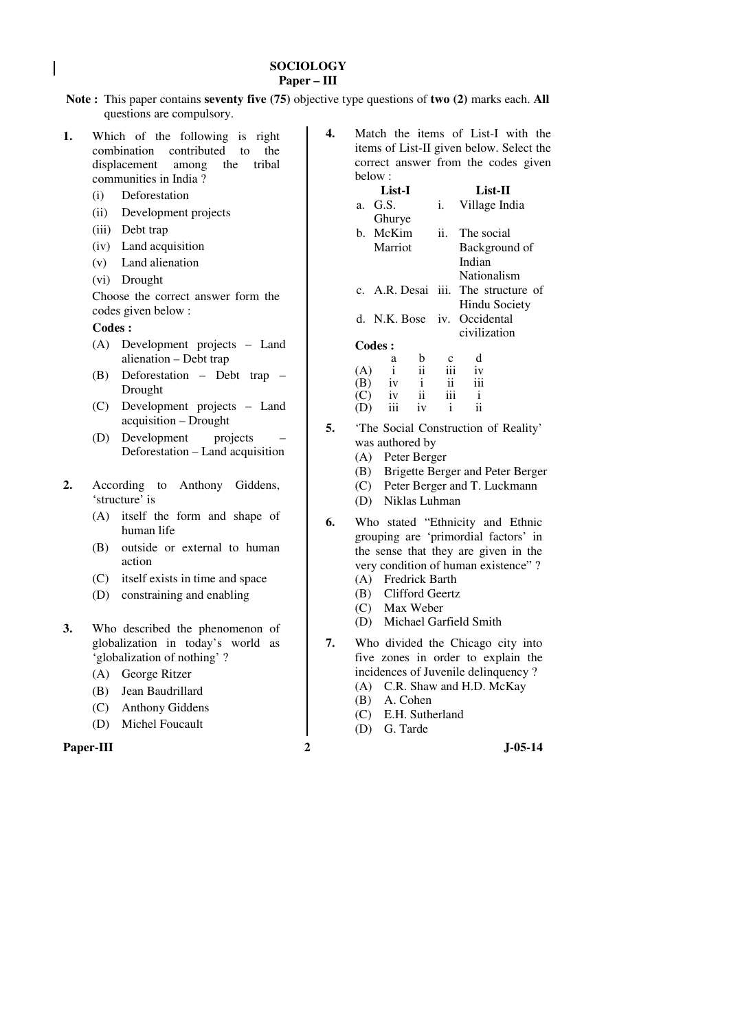# SOCIOLOGY

## Paper – III

**Note :** This paper contains **seventy five (75)** objective type questions of **two (2)** marks each. **All** questions are compulsory.

**1.** Which of the following is right combination contributed to the displacement among the tribal communities in India ?

(i) Deforestation

(ii) Development projects

(iii) Debt trap

(iv) Land acquisition

(v) Land alienation

(vi) Drought

Choose the correct answer form the codes given below :

**Codes :**

(A) Development projects – Land alienation – Debt trap

(B) Deforestation – Debt trap – Drought

(C) Development projects – Land acquisition – Drought

(D) Development projects – Deforestation – Land acquisition

**2.** According to Anthony Giddens, 'structure' is

(A) itself the form and shape of human life

(B) outside or external to human action

(C) itself exists in time and space

(D) constraining and enabling

**3.** Who described the phenomenon of globalization in today's world as 'globalization of nothing' ?

(A) George Ritzer

(B) Jean Baudrillard

(C) Anthony Giddens

(D) Michel Foucault

**4.** Match the items of List-I with the items of List-II given below. Select the correct answer from the codes given below :

| | List-I | | List-II |
|---|---|---|---|
| a. | G.S. Ghurye | i. | Village India |
| b. | McKim Marriot | ii. | The social Background of Indian Nationalism |
| c. | A.R. Desai | iii. | The structure of Hindu Society |
| d. | N.K. Bose | iv. | Occidental civilization |

**Codes :**

| | a | b | c | d |
|---|---|---|---|---|
| (A) | i | ii | iii | iv |
| (B) | iv | i | ii | iii |
| (C) | iv | ii | iii | i |
| (D) | iii | iv | i | ii |

**5.** 'The Social Construction of Reality' was authored by

(A) Peter Berger

(B) Brigette Berger and Peter Berger

(C) Peter Berger and T. Luckmann

(D) Niklas Luhman

**6.** Who stated "Ethnicity and Ethnic grouping are 'primordial factors' in the sense that they are given in the very condition of human existence" ?

(A) Fredrick Barth

(B) Clifford Geertz

(C) Max Weber

(D) Michael Garfield Smith

**7.** Who divided the Chicago city into five zones in order to explain the incidences of Juvenile delinquency ?

(A) C.R. Shaw and H.D. McKay

(B) A. Cohen

(C) E.H. Sutherland

(D) G. Tarde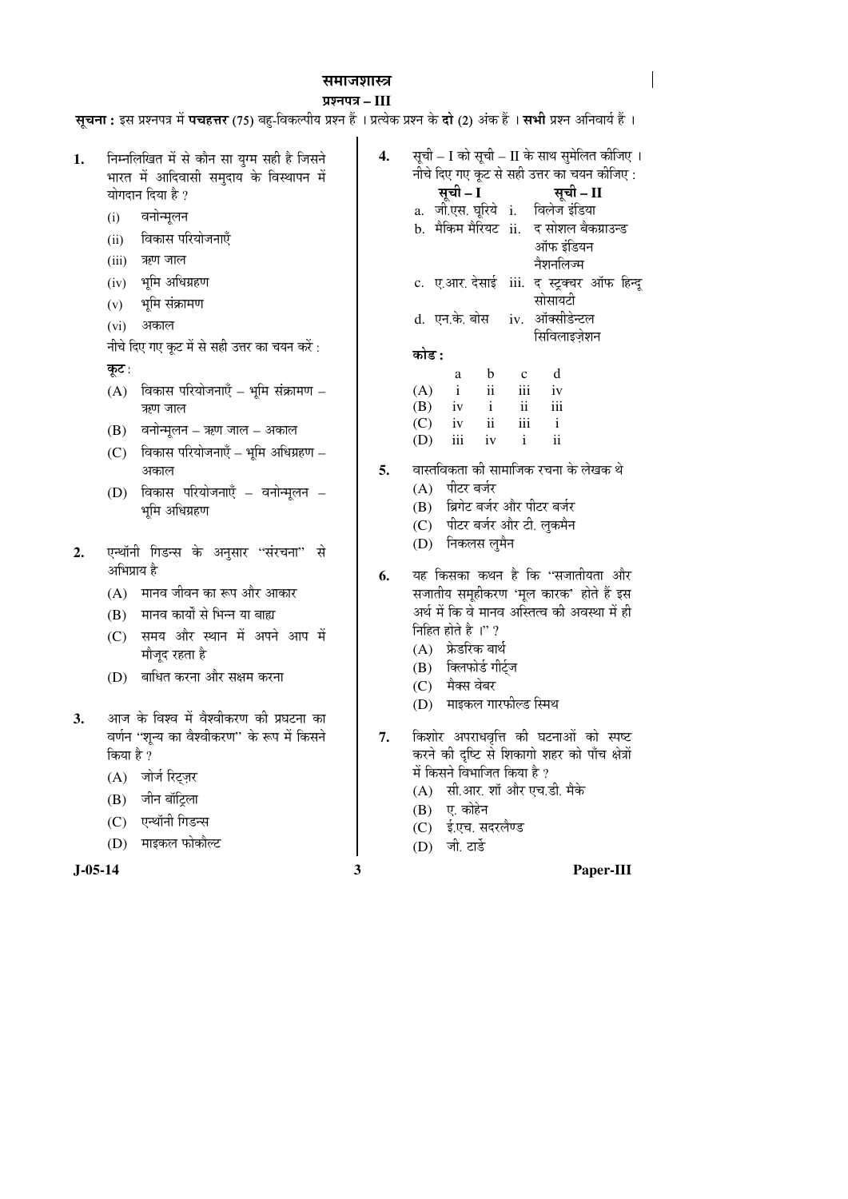# समाजशास्त्र

## प्रश्नपत्र – III

**सूचना :** इस प्रश्नपत्र में **पचहत्तर** (75) बहु-विकल्पीय प्रश्न हैं । प्रत्येक प्रश्न के **दो** (2) अंक हैं । **सभी** प्रश्न अनिवार्य हैं ।

**1.** निम्नलिखित में से कौन सा युग्म सही है जिसने भारत में आदिवासी समुदाय के विस्थापन में योगदान दिया है ?

(i) वनोन्मूलन
(ii) विकास परियोजनाएँ
(iii) ऋण जाल
(iv) भूमि अधिग्रहण
(v) भूमि संक्रामण
(vi) अकाल

नीचे दिए गए कूट में से सही उत्तर का चयन करें :

**कूट :**

(A) विकास परियोजनाएँ – भूमि संक्रामण – ऋण जाल
(B) वनोन्मूलन – ऋण जाल – अकाल
(C) विकास परियोजनाएँ – भूमि अधिग्रहण – अकाल
(D) विकास परियोजनाएँ – वनोन्मूलन – भूमि अधिग्रहण

**2.** एन्थॉनी गिडन्स के अनुसार "संरचना" से अभिप्राय है

(A) मानव जीवन का रूप और आकार
(B) मानव कार्यों से भिन्न या बाह्य
(C) समय और स्थान में अपने आप में मौजूद रहता है
(D) बाधित करना और सक्षम करना

**3.** आज के विश्व में वैश्वीकरण की प्रघटना का वर्णन "शून्य का वैश्वीकरण" के रूप में किसने किया है ?

(A) जोर्ज रिट्ज़र
(B) जीन बॉट्रिला
(C) एन्थॉनी गिडन्स
(D) माइकल फोकौल्ट

**4.** सूची – I को सूची – II के साथ सुमेलित कीजिए । नीचे दिए गए कूट से सही उत्तर का चयन कीजिए :

| सूची – I | सूची – II |
|---|---|
| a. जी.एस. घूरिये | i. विलेज इंडिया |
| b. मैकिम मैरियट | ii. द सोशल बैकग्राउन्ड ऑफ इंडियन नैशनलिज्म |
| c. ए.आर. देसाई | iii. द स्ट्रक्चर ऑफ हिन्दू सोसायटी |
| d. एन.के. बोस | iv. ऑक्सीडेन्टल सिविलाइज़ेशन |

**कोड :**

| | a | b | c | d |
|---|---|---|---|---|
| (A) | i | ii | iii | iv |
| (B) | iv | i | ii | iii |
| (C) | iv | ii | iii | i |
| (D) | iii | iv | i | ii |

**5.** वास्तविकता की सामाजिक रचना के लेखक थे

(A) पीटर बर्जर
(B) ब्रिगेट बर्जर और पीटर बर्जर
(C) पीटर बर्जर और टी. लुकमैन
(D) निकलस लुमैन

**6.** यह किसका कथन है कि "सजातीयता और सजातीय समूहीकरण 'मूल कारक' होते हैं इस अर्थ में कि वे मानव अस्तित्व की अवस्था में ही निहित होते है ।" ?

(A) फ्रेडरिक बार्थ
(B) क्लिफोर्ड गीर्ट्ज
(C) मैक्स वेबर
(D) माइकल गारफील्ड स्मिथ

**7.** किशोर अपराधवृत्ति की घटनाओं को स्पष्ट करने की दृष्टि से शिकागो शहर को पाँच क्षेत्रों में किसने विभाजित किया है ?

(A) सी.आर. शॉ और एच.डी. मैके
(B) ए. कोहेन
(C) ई.एच. सदरलैण्ड
(D) जी. टार्डे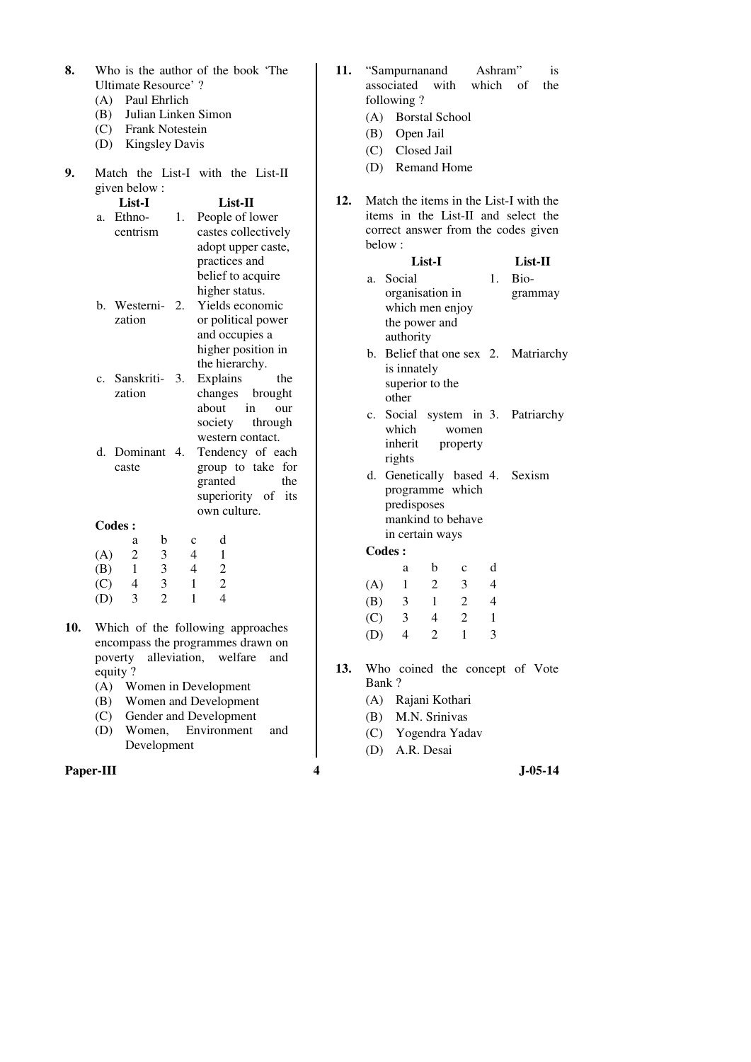8. Who is the author of the book 'The Ultimate Resource' ?
   (A) Paul Ehrlich
   (B) Julian Linken Simon
   (C) Frank Notestein
   (D) Kingsley Davis

9. Match the List-I with the List-II given below :

| | List-I | | List-II |
|---|---|---|---|
| a. | Ethno-centrism | 1. | People of lower castes collectively adopt upper caste, practices and belief to acquire higher status. |
| b. | Westerni-zation | 2. | Yields economic or political power and occupies a higher position in the hierarchy. |
| c. | Sanskriti-zation | 3. | Explains the changes brought about in our society through western contact. |
| d. | Dominant caste | 4. | Tendency of each group to take for granted the superiority of its own culture. |

**Codes :**

| | a | b | c | d |
|---|---|---|---|---|
| (A) | 2 | 3 | 4 | 1 |
| (B) | 1 | 3 | 4 | 2 |
| (C) | 4 | 3 | 1 | 2 |
| (D) | 3 | 2 | 1 | 4 |

10. Which of the following approaches encompass the programmes drawn on poverty alleviation, welfare and equity ?
    (A) Women in Development
    (B) Women and Development
    (C) Gender and Development
    (D) Women, Environment and Development

11. "Sampurnanand Ashram" is associated with which of the following ?
    (A) Borstal School
    (B) Open Jail
    (C) Closed Jail
    (D) Remand Home

12. Match the items in the List-I with the items in the List-II and select the correct answer from the codes given below :

| | List-I | | List-II |
|---|---|---|---|
| a. | Social organisation in which men enjoy the power and authority | 1. | Bio-grammay |
| b. | Belief that one sex is innately superior to the other | 2. | Matriarchy |
| c. | Social system in which women inherit property rights | 3. | Patriarchy |
| d. | Genetically based programme which predisposes mankind to behave in certain ways | 4. | Sexism |

**Codes :**

| | a | b | c | d |
|---|---|---|---|---|
| (A) | 1 | 2 | 3 | 4 |
| (B) | 3 | 1 | 2 | 4 |
| (C) | 3 | 4 | 2 | 1 |
| (D) | 4 | 2 | 1 | 3 |

13. Who coined the concept of Vote Bank ?
    (A) Rajani Kothari
    (B) M.N. Srinivas
    (C) Yogendra Yadav
    (D) A.R. Desai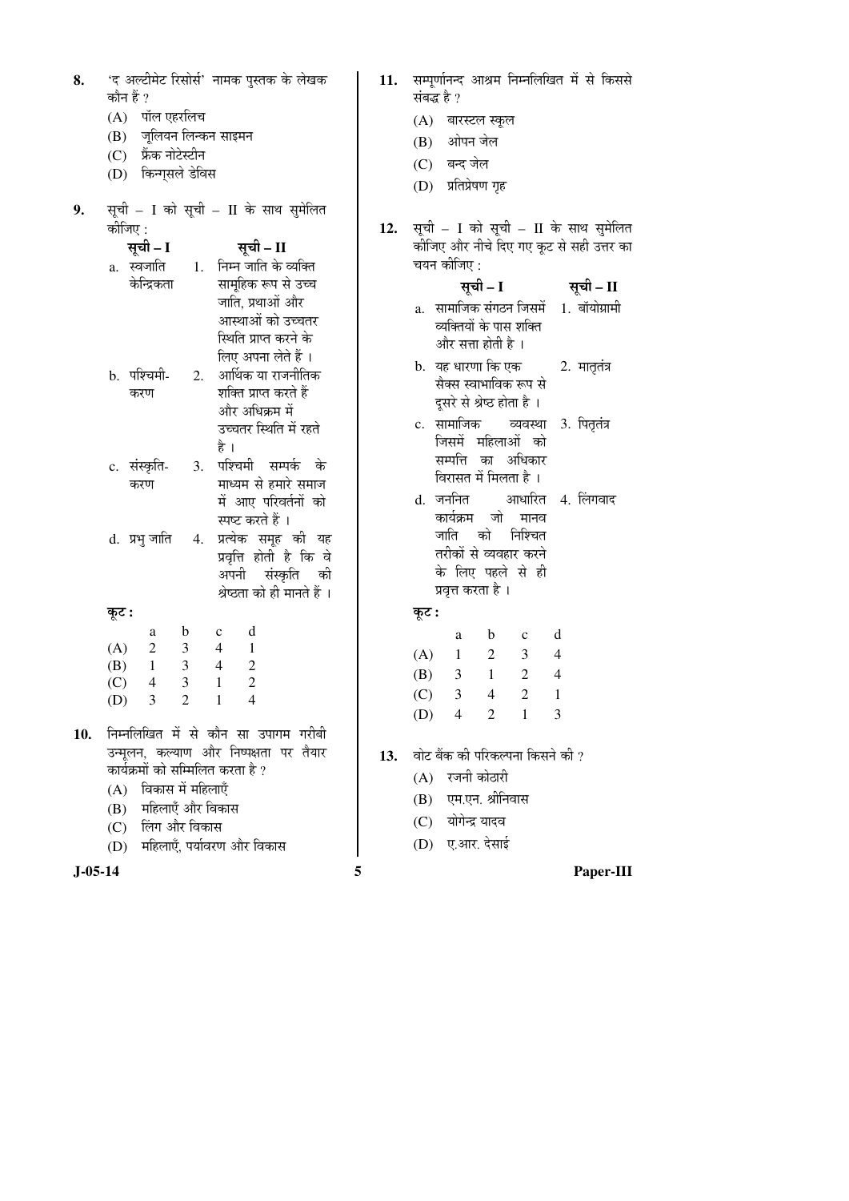8. 'द अल्टीमेट रिसोर्स' नामक पुस्तक के लेखक कौन हैं ?

   (A) पॉल एहरलिच
   (B) जूलियन लिन्कन साइमन
   (C) फ्रैंक नोटेस्टीन
   (D) किन्ग्सले डेविस

9. सूची – I को सूची – II के साथ सुमेलित कीजिए :

| सूची – I | सूची – II |
|---|---|
| a. स्वजाति केन्द्रिकता | 1. निम्न जाति के व्यक्ति सामूहिक रूप से उच्च जाति, प्रथाओं और आस्थाओं को उच्चतर स्थिति प्राप्त करने के लिए अपना लेते हैं । |
| b. पश्चिमी-करण | 2. आर्थिक या राजनीतिक शक्ति प्राप्त करते हैं और अधिक्रम में उच्चतर स्थिति में रहते है । |
| c. संस्कृति-करण | 3. पश्चिमी सम्पर्क के माध्यम से हमारे समाज में आए परिवर्तनों को स्पष्ट करते हैं । |
| d. प्रभु जाति | 4. प्रत्येक समूह की यह प्रवृत्ति होती है कि वे अपनी संस्कृति की श्रेष्ठता को ही मानते हैं । |

**कूट :**

|  | a | b | c | d |
|---|---|---|---|---|
| (A) | 2 | 3 | 4 | 1 |
| (B) | 1 | 3 | 4 | 2 |
| (C) | 4 | 3 | 1 | 2 |
| (D) | 3 | 2 | 1 | 4 |

10. निम्नलिखित में से कौन सा उपागम गरीबी उन्मूलन, कल्याण और निष्पक्षता पर तैयार कार्यक्रमों को सम्मिलित करता है ?

    (A) विकास में महिलाएँ
    (B) महिलाएँ और विकास
    (C) लिंग और विकास
    (D) महिलाएँ, पर्यावरण और विकास

11. सम्पूर्णानन्द आश्रम निम्नलिखित में से किससे संबद्ध है ?

    (A) बारस्टल स्कूल
    (B) ओपन जेल
    (C) बन्द जेल
    (D) प्रतिप्रेषण गृह

12. सूची – I को सूची – II के साथ सुमेलित कीजिए और नीचे दिए गए कूट से सही उत्तर का चयन कीजिए :

| सूची – I | सूची – II |
|---|---|
| a. सामाजिक संगठन जिसमें व्यक्तियों के पास शक्ति और सत्ता होती है । | 1. बॉयोग्रामी |
| b. यह धारणा कि एक सैक्स स्वाभाविक रूप से दूसरे से श्रेष्ठ होता है । | 2. मातृतंत्र |
| c. सामाजिक व्यवस्था जिसमें महिलाओं को सम्पत्ति का अधिकार विरासत में मिलता है । | 3. पितृतंत्र |
| d. जननित आधारित कार्यक्रम जो मानव जाति को निश्चित तरीकों से व्यवहार करने के लिए पहले से ही प्रवृत्त करता है । | 4. लिंगवाद |

**कूट :**

|  | a | b | c | d |
|---|---|---|---|---|
| (A) | 1 | 2 | 3 | 4 |
| (B) | 3 | 1 | 2 | 4 |
| (C) | 3 | 4 | 2 | 1 |
| (D) | 4 | 2 | 1 | 3 |

13. वोट बैंक की परिकल्पना किसने की ?

    (A) रजनी कोठारी
    (B) एम.एन. श्रीनिवास
    (C) योगेन्द्र यादव
    (D) ए.आर. देसाई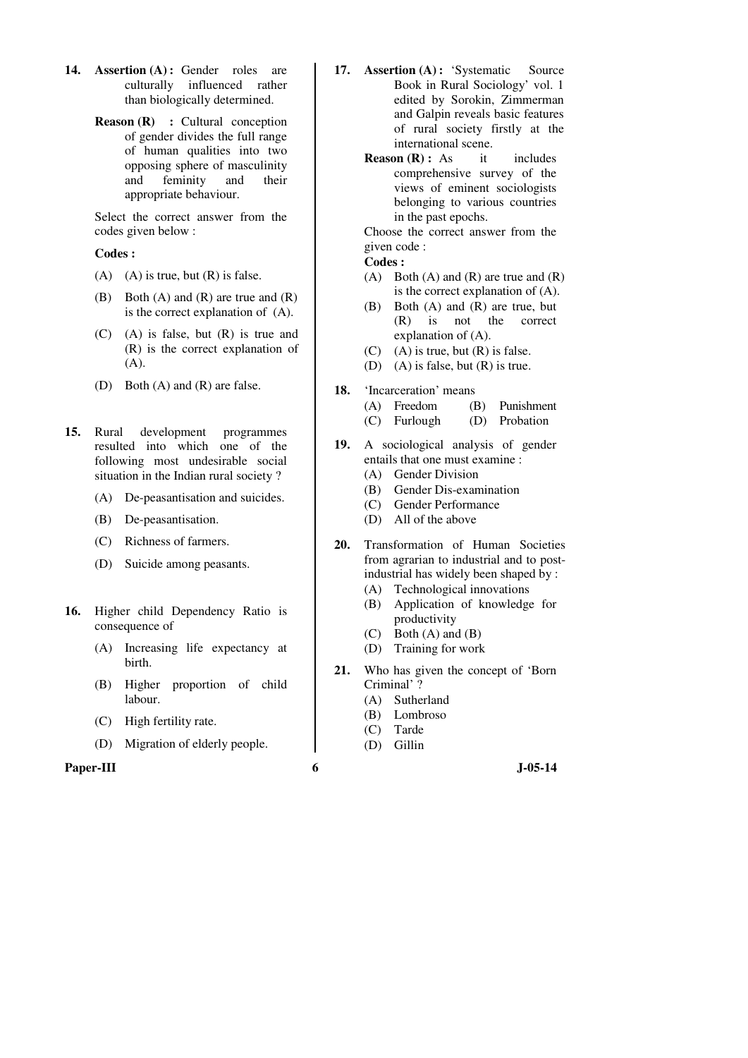14. **Assertion (A) :** Gender roles are culturally influenced rather than biologically determined.

    **Reason (R) :** Cultural conception of gender divides the full range of human qualities into two opposing sphere of masculinity and feminity and their appropriate behaviour.

    Select the correct answer from the codes given below :

    **Codes :**

    (A) (A) is true, but (R) is false.

    (B) Both (A) and (R) are true and (R) is the correct explanation of (A).

    (C) (A) is false, but (R) is true and (R) is the correct explanation of (A).

    (D) Both (A) and (R) are false.

15. Rural development programmes resulted into which one of the following most undesirable social situation in the Indian rural society ?

    (A) De-peasantisation and suicides.

    (B) De-peasantisation.

    (C) Richness of farmers.

    (D) Suicide among peasants.

16. Higher child Dependency Ratio is consequence of

    (A) Increasing life expectancy at birth.

    (B) Higher proportion of child labour.

    (C) High fertility rate.

    (D) Migration of elderly people.

17. **Assertion (A) :** 'Systematic Source Book in Rural Sociology' vol. 1 edited by Sorokin, Zimmerman and Galpin reveals basic features of rural society firstly at the international scene.

    **Reason (R) :** As it includes comprehensive survey of the views of eminent sociologists belonging to various countries in the past epochs.

    Choose the correct answer from the given code :

    **Codes :**

    (A) Both (A) and (R) are true and (R) is the correct explanation of (A).

    (B) Both (A) and (R) are true, but (R) is not the correct explanation of (A).

    (C) (A) is true, but (R) is false.

    (D) (A) is false, but (R) is true.

18. 'Incarceration' means

    (A) Freedom
    (B) Punishment
    (C) Furlough
    (D) Probation

19. A sociological analysis of gender entails that one must examine :

    (A) Gender Division

    (B) Gender Dis-examination

    (C) Gender Performance

    (D) All of the above

20. Transformation of Human Societies from agrarian to industrial and to post-industrial has widely been shaped by :

    (A) Technological innovations

    (B) Application of knowledge for productivity

    (C) Both (A) and (B)

    (D) Training for work

21. Who has given the concept of 'Born Criminal' ?

    (A) Sutherland

    (B) Lombroso

    (C) Tarde

    (D) Gillin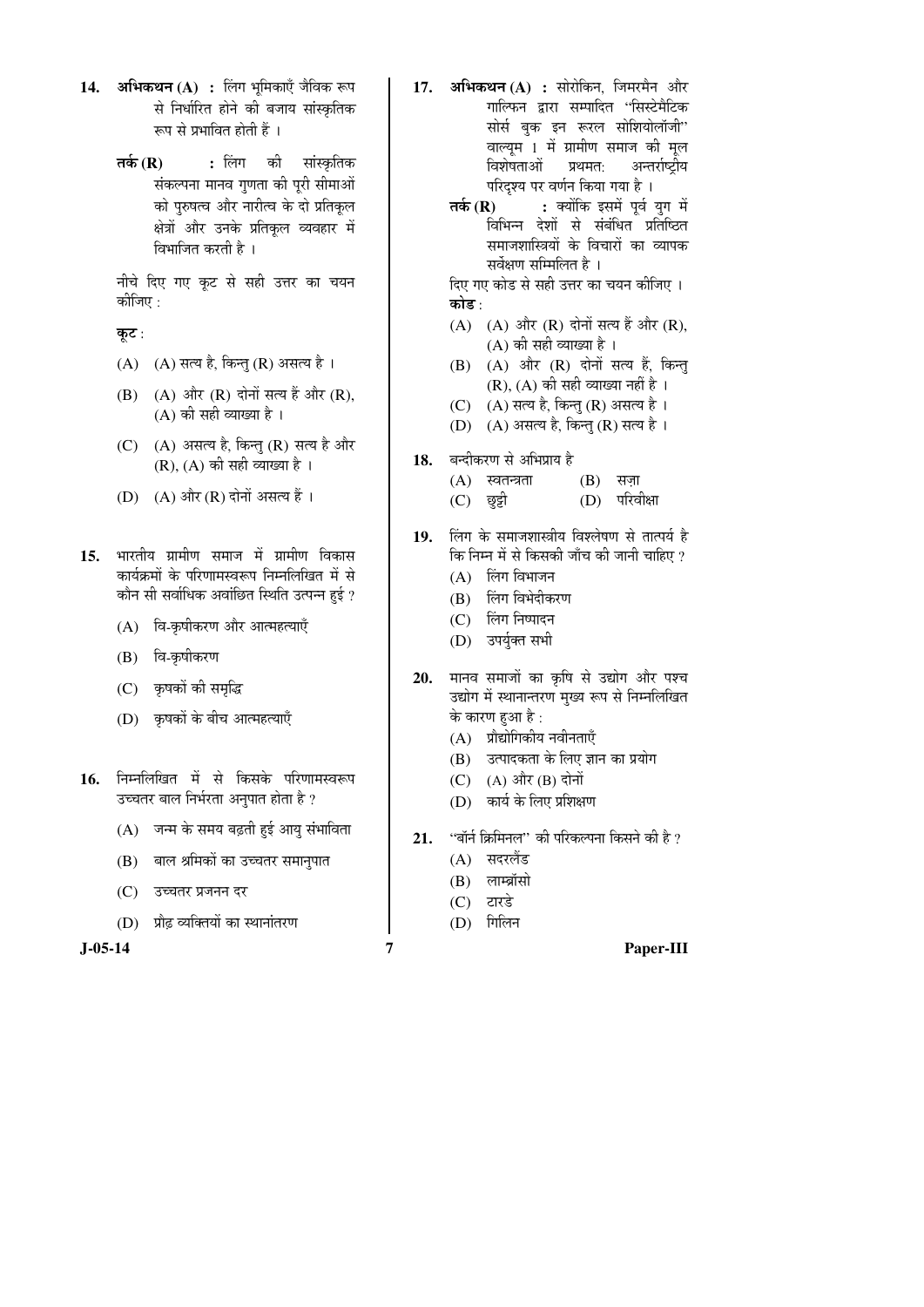**14.** **अभिकथन (A) :** लिंग भूमिकाएँ जैविक रूप से निर्धारित होने की बजाय सांस्कृतिक रूप से प्रभावित होती हैं ।

**तर्क (R) :** लिंग की सांस्कृतिक संकल्पना मानव गुणता की पूरी सीमाओं को पुरुषत्व और नारीत्व के दो प्रतिकूल क्षेत्रों और उनके प्रतिकूल व्यवहार में विभाजित करती है ।

नीचे दिए गए कूट से सही उत्तर का चयन कीजिए :

**कूट :**

(A) (A) सत्य है, किन्तु (R) असत्य है ।

(B) (A) और (R) दोनों सत्य हैं और (R), (A) की सही व्याख्या है ।

(C) (A) असत्य है, किन्तु (R) सत्य है और (R), (A) की सही व्याख्या है ।

(D) (A) और (R) दोनों असत्य हैं ।

**15.** भारतीय ग्रामीण समाज में ग्रामीण विकास कार्यक्रमों के परिणामस्वरूप निम्नलिखित में से कौन सी सर्वाधिक अवांछित स्थिति उत्पन्न हुई ?

(A) वि-कृषीकरण और आत्महत्याएँ

(B) वि-कृषीकरण

(C) कृषकों की समृद्धि

(D) कृषकों के बीच आत्महत्याएँ

**16.** निम्नलिखित में से किसके परिणामस्वरूप उच्चतर बाल निर्भरता अनुपात होता है ?

(A) जन्म के समय बढ़ती हुई आयु संभाविता

(B) बाल श्रमिकों का उच्चतर समानुपात

(C) उच्चतर प्रजनन दर

(D) प्रौढ़ व्यक्तियों का स्थानांतरण

**17.** **अभिकथन (A) :** सोरोकिन, जिमरमैन और गाल्पिन द्वारा सम्पादित "सिस्टेमैटिक सोर्स बुक इन रूरल सोशियोलॉजी" वाल्यूम 1 में ग्रामीण समाज की मूल विशेषताओं प्रथमत: अन्तर्राष्ट्रीय परिदृश्य पर वर्णन किया गया है ।

**तर्क (R) :** क्योंकि इसमें पूर्व युग में विभिन्न देशों से संबंधित प्रतिष्ठित समाजशास्त्रियों के विचारों का व्यापक सर्वेक्षण सम्मिलित है ।

दिए गए कोड से सही उत्तर का चयन कीजिए ।

**कोड :**

(A) (A) और (R) दोनों सत्य हैं और (R), (A) की सही व्याख्या है ।

(B) (A) और (R) दोनों सत्य हैं, किन्तु (R), (A) की सही व्याख्या नहीं है ।

(C) (A) सत्य है, किन्तु (R) असत्य है ।

(D) (A) असत्य है, किन्तु (R) सत्य है ।

**18.** बन्दीकरण से अभिप्राय है

(A) स्वतन्त्रता

(B) सज़ा

(C) छुट्टी

(D) परिवीक्षा

**19.** लिंग के समाजशास्त्रीय विश्लेषण से तात्पर्य है कि निम्न में से किसकी जाँच की जानी चाहिए ?

(A) लिंग विभाजन

(B) लिंग विभेदीकरण

(C) लिंग निष्पादन

(D) उपर्युक्त सभी

**20.** मानव समाजों का कृषि से उद्योग और पश्च उद्योग में स्थानान्तरण मुख्य रूप से निम्नलिखित के कारण हुआ है :

(A) प्रौद्योगिकीय नवीनताएँ

(B) उत्पादकता के लिए ज्ञान का प्रयोग

(C) (A) और (B) दोनों

(D) कार्य के लिए प्रशिक्षण

**21.** "बॉर्न क्रिमिनल" की परिकल्पना किसने की है ?

(A) सदरलैंड

(B) लाम्ब्रॉसो

(C) टारडे

(D) गिलिन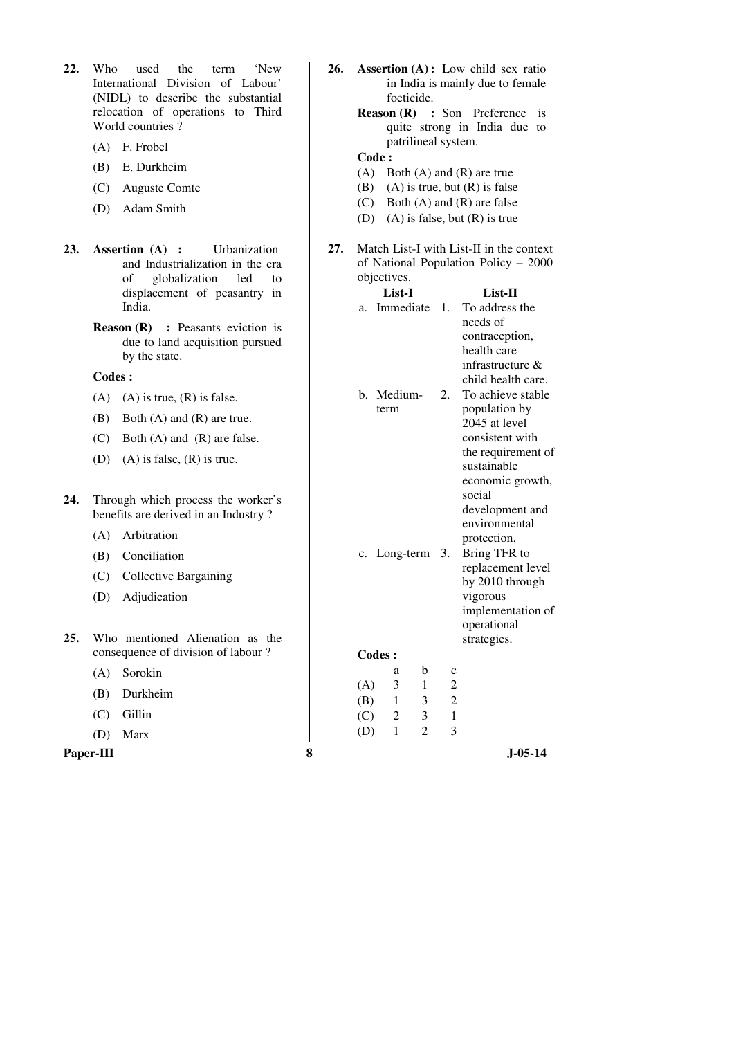22. Who used the term 'New International Division of Labour' (NIDL) to describe the substantial relocation of operations to Third World countries ?

    (A) F. Frobel
    (B) E. Durkheim
    (C) Auguste Comte
    (D) Adam Smith

23. **Assertion (A) :** Urbanization and Industrialization in the era of globalization led to displacement of peasantry in India.

    **Reason (R) :** Peasants eviction is due to land acquisition pursued by the state.

    **Codes :**

    (A) (A) is true, (R) is false.
    (B) Both (A) and (R) are true.
    (C) Both (A) and (R) are false.
    (D) (A) is false, (R) is true.

24. Through which process the worker's benefits are derived in an Industry ?

    (A) Arbitration
    (B) Conciliation
    (C) Collective Bargaining
    (D) Adjudication

25. Who mentioned Alienation as the consequence of division of labour ?

    (A) Sorokin
    (B) Durkheim
    (C) Gillin
    (D) Marx

26. **Assertion (A) :** Low child sex ratio in India is mainly due to female foeticide.

    **Reason (R) :** Son Preference is quite strong in India due to patrilineal system.

    **Code :**

    (A) Both (A) and (R) are true
    (B) (A) is true, but (R) is false
    (C) Both (A) and (R) are false
    (D) (A) is false, but (R) is true

27. Match List-I with List-II in the context of National Population Policy – 2000 objectives.

| List-I | List-II |
|---|---|
| a. Immediate | 1. To address the needs of contraception, health care infrastructure & child health care. |
| b. Medium-term | 2. To achieve stable population by 2045 at level consistent with the requirement of sustainable economic growth, social development and environmental protection. |
| c. Long-term | 3. Bring TFR to replacement level by 2010 through vigorous implementation of operational strategies. |

**Codes :**

|  | a | b | c |
|---|---|---|---|
| (A) | 3 | 1 | 2 |
| (B) | 1 | 3 | 2 |
| (C) | 2 | 3 | 1 |
| (D) | 1 | 2 | 3 |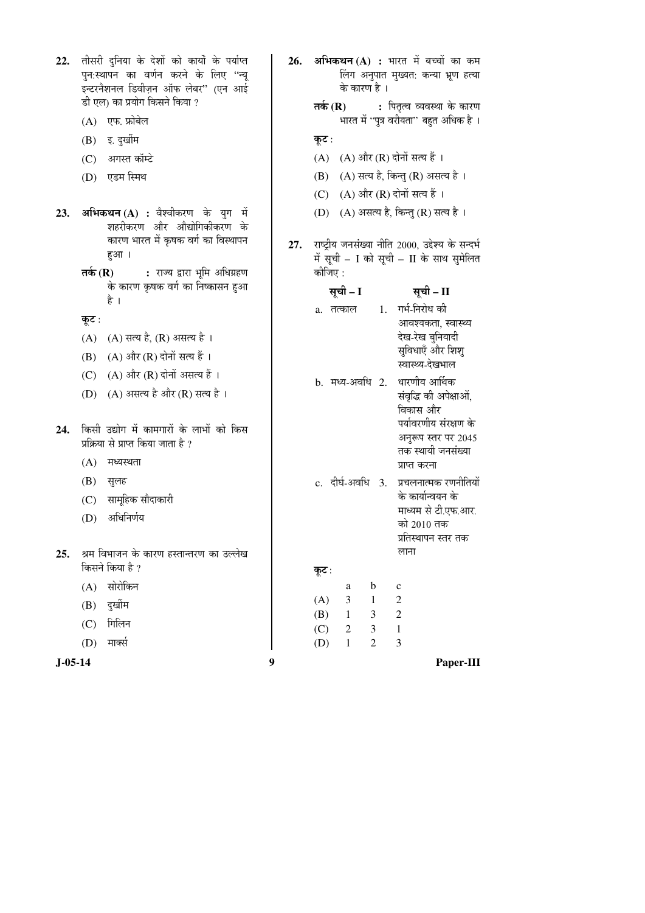22. तीसरी दुनिया के देशों को कार्यों के पर्याप्त पुन:स्थापन का वर्णन करने के लिए "न्यू इन्टरनैशनल डिवीज़न ऑफ लेबर" (एन आई डी एल) का प्रयोग किसने किया ?

(A) एफ. फ्रोबेल

(B) इ. दुर्खीम

(C) अगस्त कॉम्टे

(D) एडम स्मिथ

23. **अभिकथन (A)** : वैश्वीकरण के युग में शहरीकरण और औद्योगिकीकरण के कारण भारत में कृषक वर्ग का विस्थापन हुआ ।

**तर्क (R)** : राज्य द्वारा भूमि अधिग्रहण के कारण कृषक वर्ग का निष्कासन हुआ है ।

**कूट** :

(A) (A) सत्य है, (R) असत्य है ।

(B) (A) और (R) दोनों सत्य हैं ।

(C) (A) और (R) दोनों असत्य हैं ।

(D) (A) असत्य है और (R) सत्य है ।

24. किसी उद्योग में कामगारों के लाभों को किस प्रक्रिया से प्राप्त किया जाता है ?

(A) मध्यस्थता

(B) सुलह

(C) सामूहिक सौदाकारी

(D) अधिनिर्णय

25. श्रम विभाजन के कारण हस्तान्तरण का उल्लेख किसने किया है ?

(A) सोरोकिन

(B) दुर्खीम

(C) गिलिन

(D) मार्क्स

26. **अभिकथन (A)** : भारत में बच्चों का कम लिंग अनुपात मुख्यत: कन्या भ्रूण हत्या के कारण है ।

**तर्क (R)** : पितृत्व व्यवस्था के कारण भारत में "पुत्र वरीयता" बहुत अधिक है ।

**कूट** :

(A) (A) और (R) दोनों सत्य हैं ।

(B) (A) सत्य है, किन्तु (R) असत्य है ।

(C) (A) और (R) दोनों सत्य हैं ।

(D) (A) असत्य है, किन्तु (R) सत्य है ।

27. राष्ट्रीय जनसंख्या नीति 2000, उद्देश्य के सन्दर्भ में सूची – I को सूची – II के साथ सुमेलित कीजिए :

| सूची – I | सूची – II |
|---|---|
| a. तत्काल | 1. गर्भ-निरोध की आवश्यकता, स्वास्थ्य देख-रेख बुनियादी सुविधाएँ और शिशु स्वास्थ्य-देखभाल |
| b. मध्य-अवधि | 2. धारणीय आर्थिक संवृद्धि की अपेक्षाओं, विकास और पर्यावरणीय संरक्षण के अनुरूप स्तर पर 2045 तक स्थायी जनसंख्या प्राप्त करना |
| c. दीर्घ-अवधि | 3. प्रचलनात्मक रणनीतियों के कार्यान्वयन के माध्यम से टी.एफ.आर. को 2010 तक प्रतिस्थापन स्तर तक लाना |

**कूट** :

| | a | b | c |
|---|---|---|---|
| (A) | 3 | 1 | 2 |
| (B) | 1 | 3 | 2 |
| (C) | 2 | 3 | 1 |
| (D) | 1 | 2 | 3 |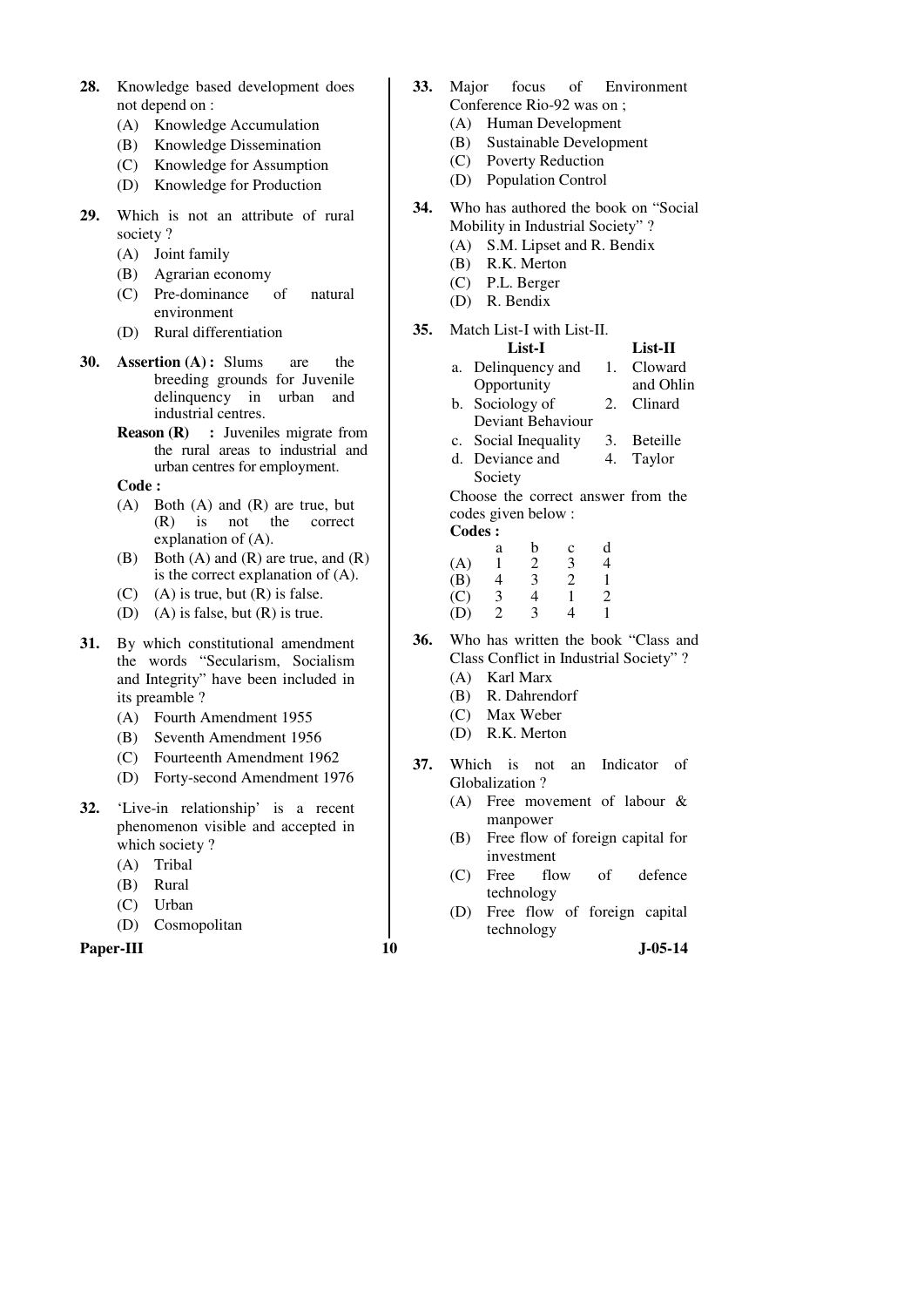28. Knowledge based development does not depend on :
   (A) Knowledge Accumulation
   (B) Knowledge Dissemination
   (C) Knowledge for Assumption
   (D) Knowledge for Production

29. Which is not an attribute of rural society ?
   (A) Joint family
   (B) Agrarian economy
   (C) Pre-dominance of natural environment
   (D) Rural differentiation

30. **Assertion (A) :** Slums are the breeding grounds for Juvenile delinquency in urban and industrial centres.

   **Reason (R) :** Juveniles migrate from the rural areas to industrial and urban centres for employment.

   **Code :**
   (A) Both (A) and (R) are true, but (R) is not the correct explanation of (A).
   (B) Both (A) and (R) are true, and (R) is the correct explanation of (A).
   (C) (A) is true, but (R) is false.
   (D) (A) is false, but (R) is true.

31. By which constitutional amendment the words "Secularism, Socialism and Integrity" have been included in its preamble ?
   (A) Fourth Amendment 1955
   (B) Seventh Amendment 1956
   (C) Fourteenth Amendment 1962
   (D) Forty-second Amendment 1976

32. 'Live-in relationship' is a recent phenomenon visible and accepted in which society ?
   (A) Tribal
   (B) Rural
   (C) Urban
   (D) Cosmopolitan

33. Major focus of Environment Conference Rio-92 was on ;
   (A) Human Development
   (B) Sustainable Development
   (C) Poverty Reduction
   (D) Population Control

34. Who has authored the book on "Social Mobility in Industrial Society" ?
   (A) S.M. Lipset and R. Bendix
   (B) R.K. Merton
   (C) P.L. Berger
   (D) R. Bendix

35. Match List-I with List-II.

| List-I | List-II |
|---|---|
| a. Delinquency and Opportunity | 1. Cloward and Ohlin |
| b. Sociology of Deviant Behaviour | 2. Clinard |
| c. Social Inequality | 3. Beteille |
| d. Deviance and Society | 4. Taylor |

   Choose the correct answer from the codes given below :

   **Codes :**

| | a | b | c | d |
|---|---|---|---|---|
| (A) | 1 | 2 | 3 | 4 |
| (B) | 4 | 3 | 2 | 1 |
| (C) | 3 | 4 | 1 | 2 |
| (D) | 2 | 3 | 4 | 1 |

36. Who has written the book "Class and Class Conflict in Industrial Society" ?
   (A) Karl Marx
   (B) R. Dahrendorf
   (C) Max Weber
   (D) R.K. Merton

37. Which is not an Indicator of Globalization ?
   (A) Free movement of labour & manpower
   (B) Free flow of foreign capital for investment
   (C) Free flow of defence technology
   (D) Free flow of foreign capital technology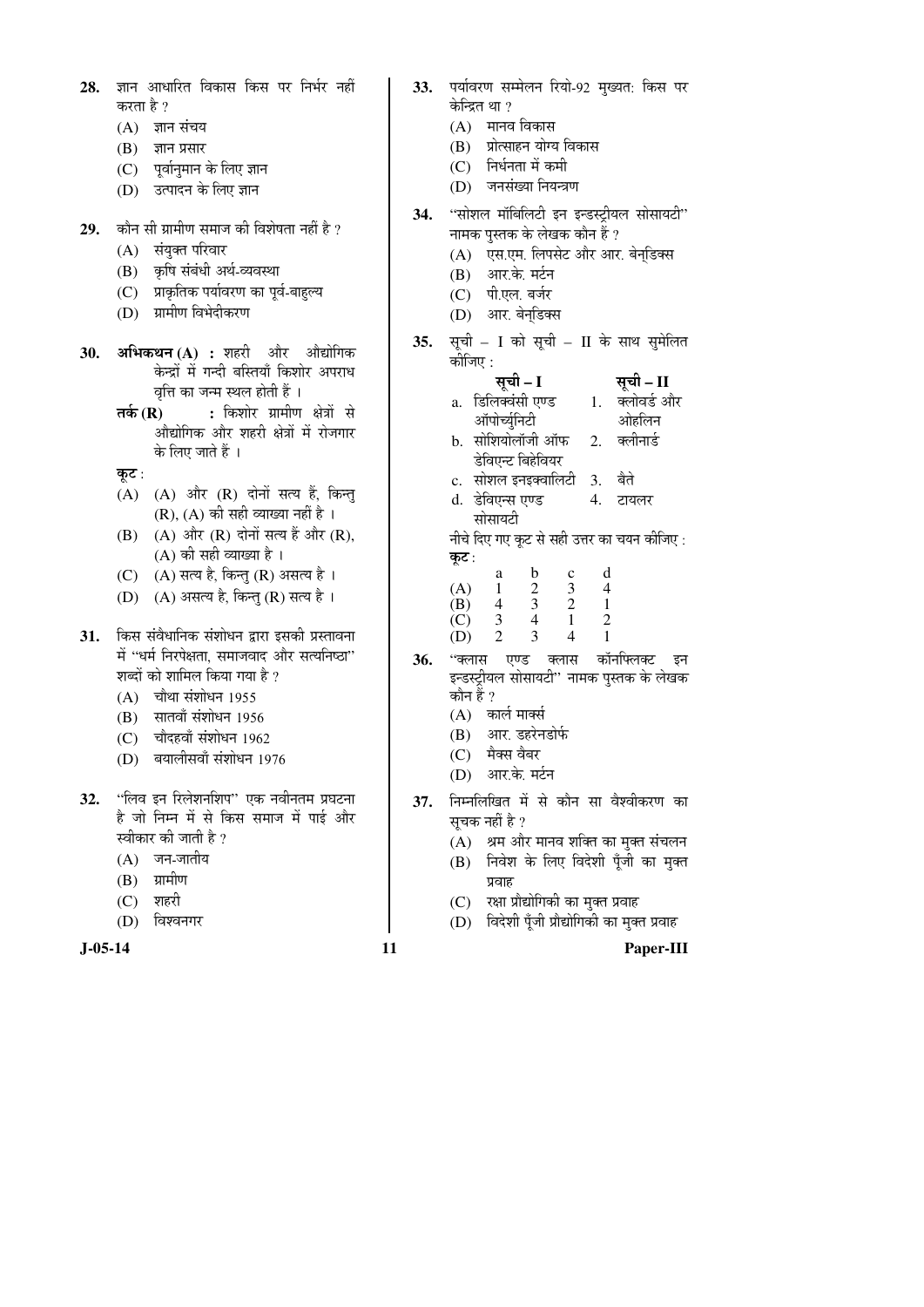28. ज्ञान आधारित विकास किस पर निर्भर नहीं करता है ?
   (A) ज्ञान संचय
   (B) ज्ञान प्रसार
   (C) पूर्वानुमान के लिए ज्ञान
   (D) उत्पादन के लिए ज्ञान

29. कौन सी ग्रामीण समाज की विशेषता नहीं है ?
   (A) संयुक्त परिवार
   (B) कृषि संबंधी अर्थ-व्यवस्था
   (C) प्राकृतिक पर्यावरण का पूर्व-बाहुल्य
   (D) ग्रामीण विभेदीकरण

30. **अभिकथन (A) :** शहरी और औद्योगिक केन्द्रों में गन्दी बस्तियाँ किशोर अपराध वृत्ति का जन्म स्थल होती हैं ।
   **तर्क (R) :** किशोर ग्रामीण क्षेत्रों से औद्योगिक और शहरी क्षेत्रों में रोजगार के लिए जाते हैं ।
   **कूट :**
   (A) (A) और (R) दोनों सत्य हैं, किन्तु (R), (A) की सही व्याख्या नहीं है ।
   (B) (A) और (R) दोनों सत्य हैं और (R), (A) की सही व्याख्या है ।
   (C) (A) सत्य है, किन्तु (R) असत्य है ।
   (D) (A) असत्य है, किन्तु (R) सत्य है ।

31. किस संवैधानिक संशोधन द्वारा इसकी प्रस्तावना में "धर्म निरपेक्षता, समाजवाद और सत्यनिष्ठा" शब्दों को शामिल किया गया है ?
   (A) चौथा संशोधन 1955
   (B) सातवाँ संशोधन 1956
   (C) चौदहवाँ संशोधन 1962
   (D) बयालीसवाँ संशोधन 1976

32. "लिव इन रिलेशनशिप" एक नवीनतम प्रघटना है जो निम्न में से किस समाज में पाई और स्वीकार की जाती है ?
   (A) जन-जातीय
   (B) ग्रामीण
   (C) शहरी
   (D) विश्वनगर

33. पर्यावरण सम्मेलन रियो-92 मुख्यत: किस पर केन्द्रित था ?
   (A) मानव विकास
   (B) प्रोत्साहन योग्य विकास
   (C) निर्धनता में कमी
   (D) जनसंख्या नियन्त्रण

34. "सोशल मॉबिलिटी इन इन्डस्ट्रीयल सोसायटी" नामक पुस्तक के लेखक कौन हैं ?
   (A) एस.एम. लिपसेट और आर. बेन्डिक्स
   (B) आर.के. मर्टन
   (C) पी.एल. बर्जर
   (D) आर. बेन्डिक्स

35. सूची – I को सूची – II के साथ सुमेलित कीजिए :

| सूची – I | सूची – II |
|---|---|
| a. डिलिक्वंसी एण्ड ऑपोर्च्युनिटी | 1. क्लोवर्ड और ओहलिन |
| b. सोशियोलॉजी ऑफ डेविएन्ट बिहेवियर | 2. क्लीनार्ड |
| c. सोशल इनइक्वालिटी | 3. बैते |
| d. डेविएन्स एण्ड सोसायटी | 4. टायलर |

   नीचे दिए गए कूट से सही उत्तर का चयन कीजिए :
   **कूट :**

| | a | b | c | d |
|---|---|---|---|---|
| (A) | 1 | 2 | 3 | 4 |
| (B) | 4 | 3 | 2 | 1 |
| (C) | 3 | 4 | 1 | 2 |
| (D) | 2 | 3 | 4 | 1 |

36. "क्लास एण्ड क्लास कॉनफ्लिक्ट इन इन्डस्ट्रीयल सोसायटी" नामक पुस्तक के लेखक कौन हैं ?
   (A) कार्ल मार्क्स
   (B) आर. डहरेनडोर्फ
   (C) मैक्स वैबर
   (D) आर.के. मर्टन

37. निम्नलिखित में से कौन सा वैश्वीकरण का सूचक नहीं है ?
   (A) श्रम और मानव शक्ति का मुक्त संचलन
   (B) निवेश के लिए विदेशी पूँजी का मुक्त प्रवाह
   (C) रक्षा प्रौद्योगिकी का मुक्त प्रवाह
   (D) विदेशी पूँजी प्रौद्योगिकी का मुक्त प्रवाह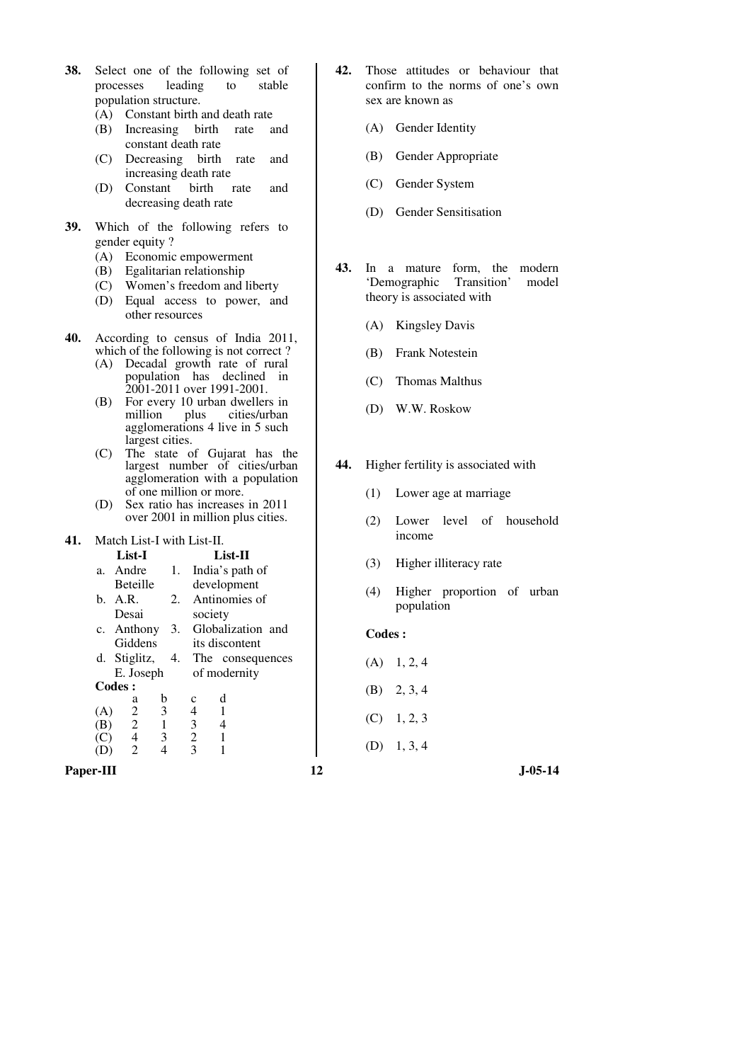**38.** Select one of the following set of processes leading to stable population structure.

(A) Constant birth and death rate
(B) Increasing birth rate and constant death rate
(C) Decreasing birth rate and increasing death rate
(D) Constant birth rate and decreasing death rate

**39.** Which of the following refers to gender equity ?

(A) Economic empowerment
(B) Egalitarian relationship
(C) Women's freedom and liberty
(D) Equal access to power, and other resources

**40.** According to census of India 2011, which of the following is not correct ?

(A) Decadal growth rate of rural population has declined in 2001-2011 over 1991-2001.
(B) For every 10 urban dwellers in million plus cities/urban agglomerations 4 live in 5 such largest cities.
(C) The state of Gujarat has the largest number of cities/urban agglomeration with a population of one million or more.
(D) Sex ratio has increases in 2011 over 2001 in million plus cities.

**41.** Match List-I with List-II.

| | List-I | | List-II |
|---|---|---|---|
| a. | Andre Beteille | 1. | India's path of development |
| b. | A.R. Desai | 2. | Antinomies of society |
| c. | Anthony Giddens | 3. | Globalization and its discontent |
| d. | Stiglitz, E. Joseph | 4. | The consequences of modernity |

**Codes :**

| | a | b | c | d |
|---|---|---|---|---|
| (A) | 2 | 3 | 4 | 1 |
| (B) | 2 | 1 | 3 | 4 |
| (C) | 4 | 3 | 2 | 1 |
| (D) | 2 | 4 | 3 | 1 |

**42.** Those attitudes or behaviour that confirm to the norms of one's own sex are known as

(A) Gender Identity
(B) Gender Appropriate
(C) Gender System
(D) Gender Sensitisation

**43.** In a mature form, the modern 'Demographic Transition' model theory is associated with

(A) Kingsley Davis
(B) Frank Notestein
(C) Thomas Malthus
(D) W.W. Roskow

**44.** Higher fertility is associated with

(1) Lower age at marriage
(2) Lower level of household income
(3) Higher illiteracy rate
(4) Higher proportion of urban population

**Codes :**

(A) 1, 2, 4
(B) 2, 3, 4
(C) 1, 2, 3
(D) 1, 3, 4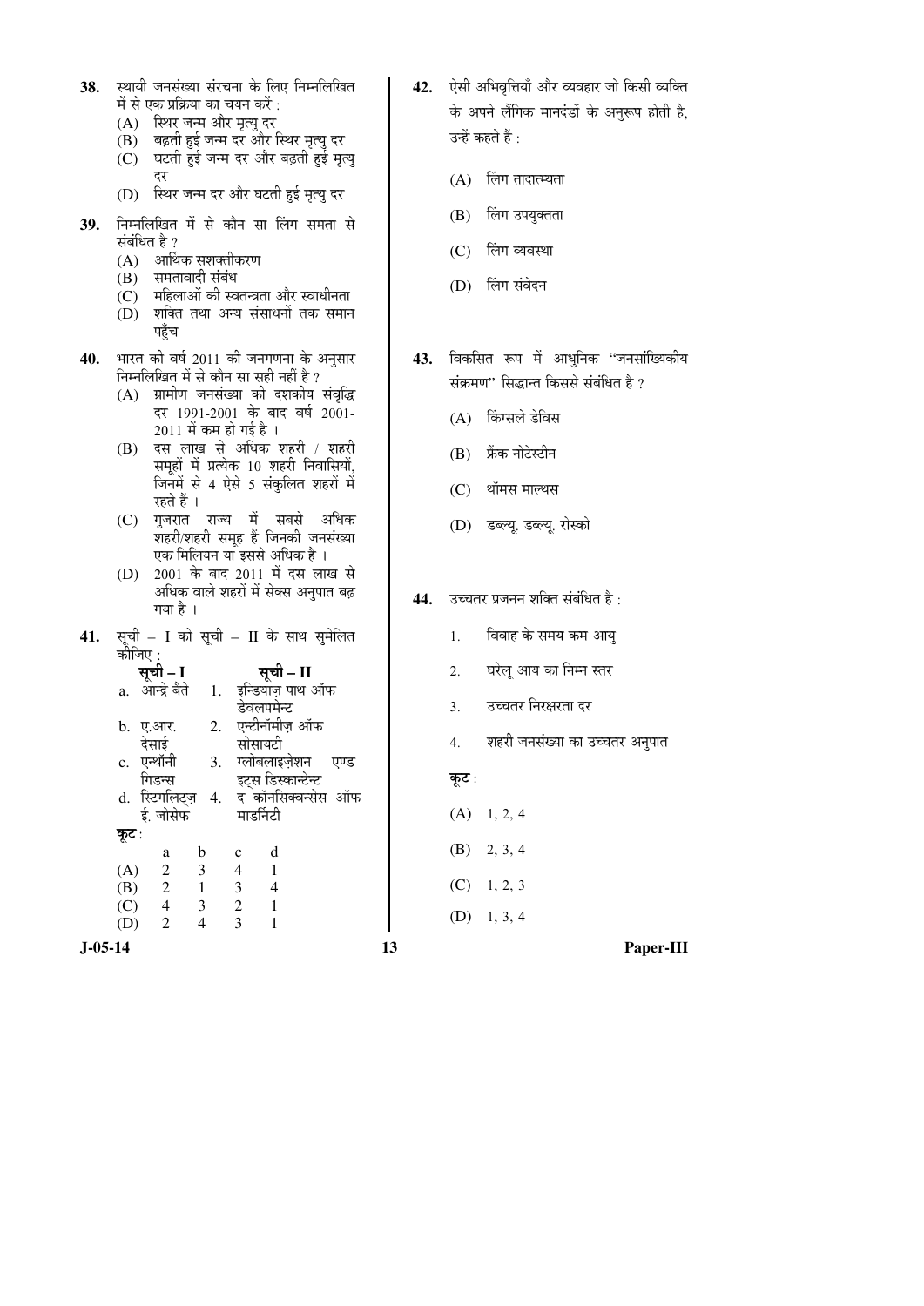38. स्थायी जनसंख्या संरचना के लिए निम्नलिखित में से एक प्रक्रिया का चयन करें :
   (A) स्थिर जन्म और मृत्यु दर
   (B) बढ़ती हुई जन्म दर और स्थिर मृत्यु दर
   (C) घटती हुई जन्म दर और बढ़ती हुई मृत्यु दर
   (D) स्थिर जन्म दर और घटती हुई मृत्यु दर

39. निम्नलिखित में से कौन सा लिंग समता से संबंधित है ?
   (A) आर्थिक सशक्तीकरण
   (B) समतावादी संबंध
   (C) महिलाओं की स्वतन्त्रता और स्वाधीनता
   (D) शक्ति तथा अन्य संसाधनों तक समान पहुँच

40. भारत की वर्ष 2011 की जनगणना के अनुसार निम्नलिखित में से कौन सा सही नहीं है ?
   (A) ग्रामीण जनसंख्या की दशकीय संवृद्धि दर 1991-2001 के बाद वर्ष 2001-2011 में कम हो गई है ।
   (B) दस लाख से अधिक शहरी / शहरी समूहों में प्रत्येक 10 शहरी निवासियों, जिनमें से 4 ऐसे 5 संकुलित शहरों में रहते हैं ।
   (C) गुजरात राज्य में सबसे अधिक शहरी/शहरी समूह हैं जिनकी जनसंख्या एक मिलियन या इससे अधिक है ।
   (D) 2001 के बाद 2011 में दस लाख से अधिक वाले शहरों में सेक्स अनुपात बढ़ गया है ।

41. सूची – I को सूची – II के साथ सुमेलित कीजिए :

| सूची – I | सूची – II |
|---|---|
| a. आन्द्रे बैते | 1. इन्डियाज़ पाथ ऑफ डेवलपमेन्ट |
| b. ए.आर. देसाई | 2. एन्टीनॉमीज़ ऑफ सोसायटी |
| c. एन्थॉनी गिडन्स | 3. ग्लोबलाइज़ेशन एण्ड इट्स डिस्कान्टेन्ट |
| d. स्टिगलिट्ज़ ई. जोसेफ | 4. द कॉनसिक्वन्सेस ऑफ मार्डनिटी |

कूट :

| | a | b | c | d |
|---|---|---|---|---|
| (A) | 2 | 3 | 4 | 1 |
| (B) | 2 | 1 | 3 | 4 |
| (C) | 4 | 3 | 2 | 1 |
| (D) | 2 | 4 | 3 | 1 |

42. ऐसी अभिवृत्तियाँ और व्यवहार जो किसी व्यक्ति के अपने लैंगिक मानदंडों के अनुरूप होती है, उन्हें कहते हैं :
   (A) लिंग तादात्म्यता
   (B) लिंग उपयुक्तता
   (C) लिंग व्यवस्था
   (D) लिंग संवेदन

43. विकसित रूप में आधुनिक "जनसांख्यिकीय संक्रमण" सिद्धान्त किससे संबंधित है ?
   (A) किंग्सले डेविस
   (B) फ्रैंक नोटेस्टीन
   (C) थॉमस माल्थस
   (D) डब्ल्यू. डब्ल्यू. रोस्को

44. उच्चतर प्रजनन शक्ति संबंधित है :
   1. विवाह के समय कम आयु
   2. घरेलू आय का निम्न स्तर
   3. उच्चतर निरक्षरता दर
   4. शहरी जनसंख्या का उच्चतर अनुपात

   कूट :
   (A) 1, 2, 4
   (B) 2, 3, 4
   (C) 1, 2, 3
   (D) 1, 3, 4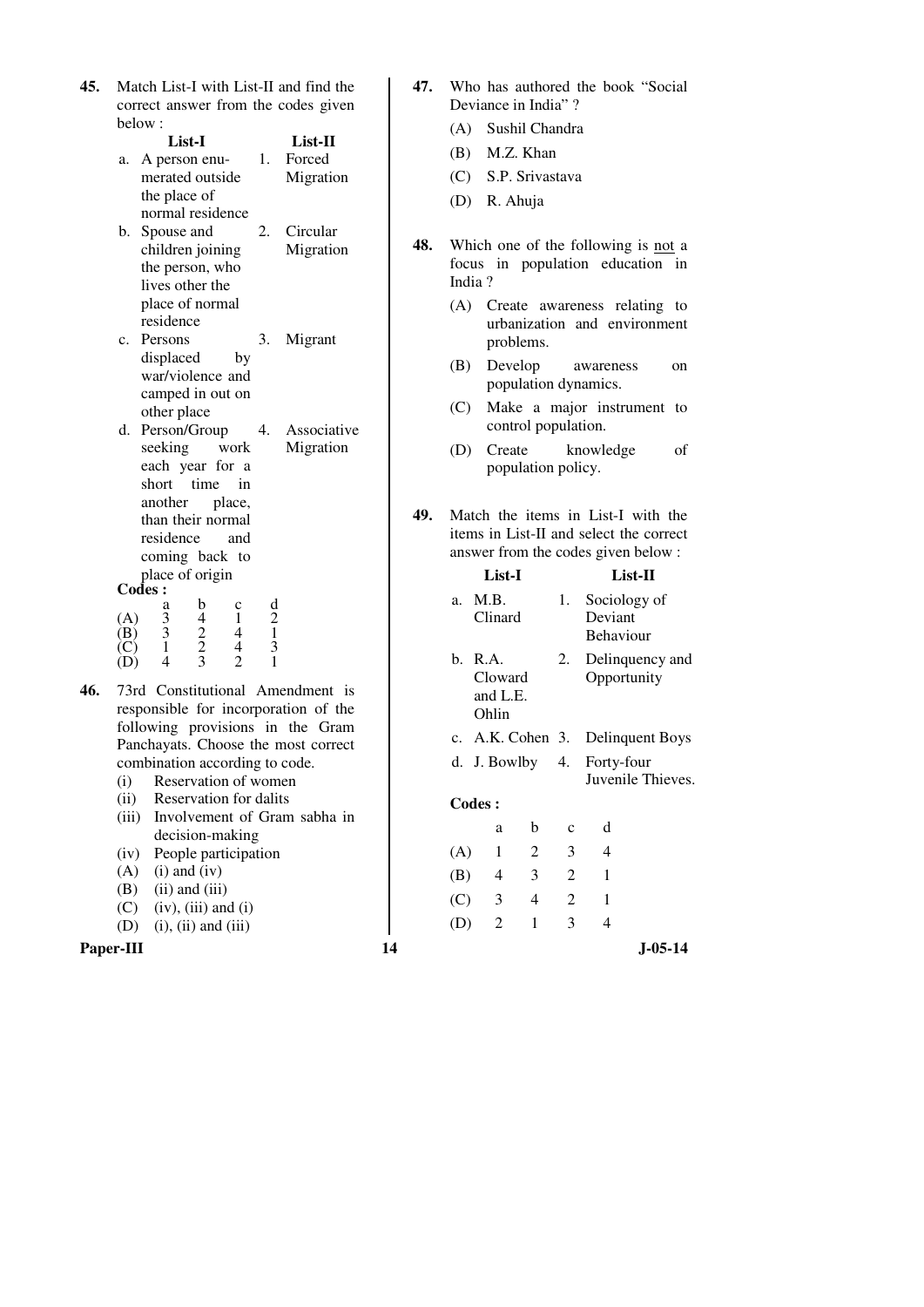**45.** Match List-I with List-II and find the correct answer from the codes given below :

| | List-I | | List-II |
|---|---|---|---|
| a. | A person enumerated outside the place of normal residence | 1. | Forced Migration |
| b. | Spouse and children joining the person, who lives other the place of normal residence | 2. | Circular Migration |
| c. | Persons displaced by war/violence and camped in out on other place | 3. | Migrant |
| d. | Person/Group seeking work each year for a short time in another place, than their normal residence and coming back to place of origin | 4. | Associative Migration |

**Codes :**

| | a | b | c | d |
|---|---|---|---|---|
| (A) | 3 | 4 | 1 | 2 |
| (B) | 3 | 2 | 4 | 1 |
| (C) | 1 | 2 | 4 | 3 |
| (D) | 4 | 3 | 2 | 1 |

**46.** 73rd Constitutional Amendment is responsible for incorporation of the following provisions in the Gram Panchayats. Choose the most correct combination according to code.

(i) Reservation of women
(ii) Reservation for dalits
(iii) Involvement of Gram sabha in decision-making
(iv) People participation

(A) (i) and (iv)
(B) (ii) and (iii)
(C) (iv), (iii) and (i)
(D) (i), (ii) and (iii)

**47.** Who has authored the book "Social Deviance in India" ?

(A) Sushil Chandra
(B) M.Z. Khan
(C) S.P. Srivastava
(D) R. Ahuja

**48.** Which one of the following is not a focus in population education in India ?

(A) Create awareness relating to urbanization and environment problems.
(B) Develop awareness on population dynamics.
(C) Make a major instrument to control population.
(D) Create knowledge of population policy.

**49.** Match the items in List-I with the items in List-II and select the correct answer from the codes given below :

| | List-I | | List-II |
|---|---|---|---|
| a. | M.B. Clinard | 1. | Sociology of Deviant Behaviour |
| b. | R.A. Cloward and L.E. Ohlin | 2. | Delinquency and Opportunity |
| c. | A.K. Cohen | 3. | Delinquent Boys |
| d. | J. Bowlby | 4. | Forty-four Juvenile Thieves. |

**Codes :**

| | a | b | c | d |
|---|---|---|---|---|
| (A) | 1 | 2 | 3 | 4 |
| (B) | 4 | 3 | 2 | 1 |
| (C) | 3 | 4 | 2 | 1 |
| (D) | 2 | 1 | 3 | 4 |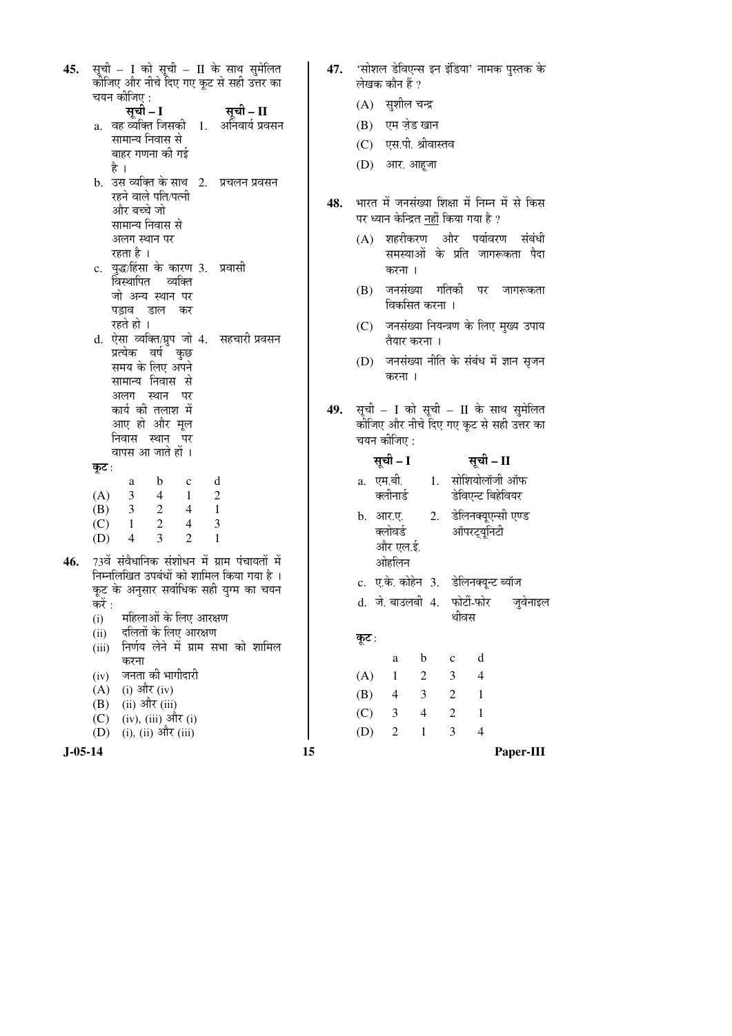**45.** सूची – I को सूची – II के साथ सुमेलित कीजिए और नीचे दिए गए कूट से सही उत्तर का चयन कीजिए :

| सूची – I | सूची – II |
|---|---|
| a. वह व्यक्ति जिसकी सामान्य निवास से बाहर गणना की गई है । | 1. अनिवार्य प्रवसन |
| b. उस व्यक्ति के साथ रहने वाले पति/पत्नी और बच्चे जो सामान्य निवास से अलग स्थान पर रहता है । | 2. प्रचलन प्रवसन |
| c. युद्ध/हिंसा के कारण विस्थापित व्यक्ति जो अन्य स्थान पर पड़ाव डाल कर रहते हो । | 3. प्रवासी |
| d. ऐसा व्यक्ति/ग्रुप जो प्रत्येक वर्ष कुछ समय के लिए अपने सामान्य निवास से अलग स्थान पर कार्य की तलाश में आए हो और मूल निवास स्थान पर वापस आ जाते हों । | 4. सहचारी प्रवसन |

**कूट :**

| | a | b | c | d |
|---|---|---|---|---|
| (A) | 3 | 4 | 1 | 2 |
| (B) | 3 | 2 | 4 | 1 |
| (C) | 1 | 2 | 4 | 3 |
| (D) | 4 | 3 | 2 | 1 |

**46.** 73वें संवैधानिक संशोधन में ग्राम पंचायतों में निम्नलिखित उपबंधों को शामिल किया गया है । कूट के अनुसार सर्वाधिक सही युग्म का चयन करें :

(i) महिलाओं के लिए आरक्षण
(ii) दलितों के लिए आरक्षण
(iii) निर्णय लेने में ग्राम सभा को शामिल करना
(iv) जनता की भागीदारी

(A) (i) और (iv)
(B) (ii) और (iii)
(C) (iv), (iii) और (i)
(D) (i), (ii) और (iii)

**47.** 'सोशल डेविएन्स इन इंडिया' नामक पुस्तक के लेखक कौन हैं ?

(A) सुशील चन्द्र
(B) एम ज़ेड खान
(C) एस.पी. श्रीवास्तव
(D) आर. आहूजा

**48.** भारत में जनसंख्या शिक्षा में निम्न में से किस पर ध्यान केन्द्रित नहीं किया गया है ?

(A) शहरीकरण और पर्यावरण संबंधी समस्याओं के प्रति जागरूकता पैदा करना ।
(B) जनसंख्या गतिकी पर जागरूकता विकसित करना ।
(C) जनसंख्या नियन्त्रण के लिए मुख्य उपाय तैयार करना ।
(D) जनसंख्या नीति के संबंध में ज्ञान सृजन करना ।

**49.** सूची – I को सूची – II के साथ सुमेलित कीजिए और नीचे दिए गए कूट से सही उत्तर का चयन कीजिए :

| सूची – I | सूची – II |
|---|---|
| a. एम.बी. क्लीनार्ड | 1. सोशियोलॉजी ऑफ डेविएन्ट बिहेवियर |
| b. आर.ए. क्लोवर्ड और एल.ई. ओहलिन | 2. डेलिनक्यूएन्सी एण्ड ऑपरट्यूनिटी |
| c. ए.के. कोहेन | 3. डेलिनक्यून्ट ब्यॉज |
| d. जे. बाउलबी | 4. फोर्टी-फोर जुवेनाइल थीवस |

**कूट :**

| | a | b | c | d |
|---|---|---|---|---|
| (A) | 1 | 2 | 3 | 4 |
| (B) | 4 | 3 | 2 | 1 |
| (C) | 3 | 4 | 2 | 1 |
| (D) | 2 | 1 | 3 | 4 |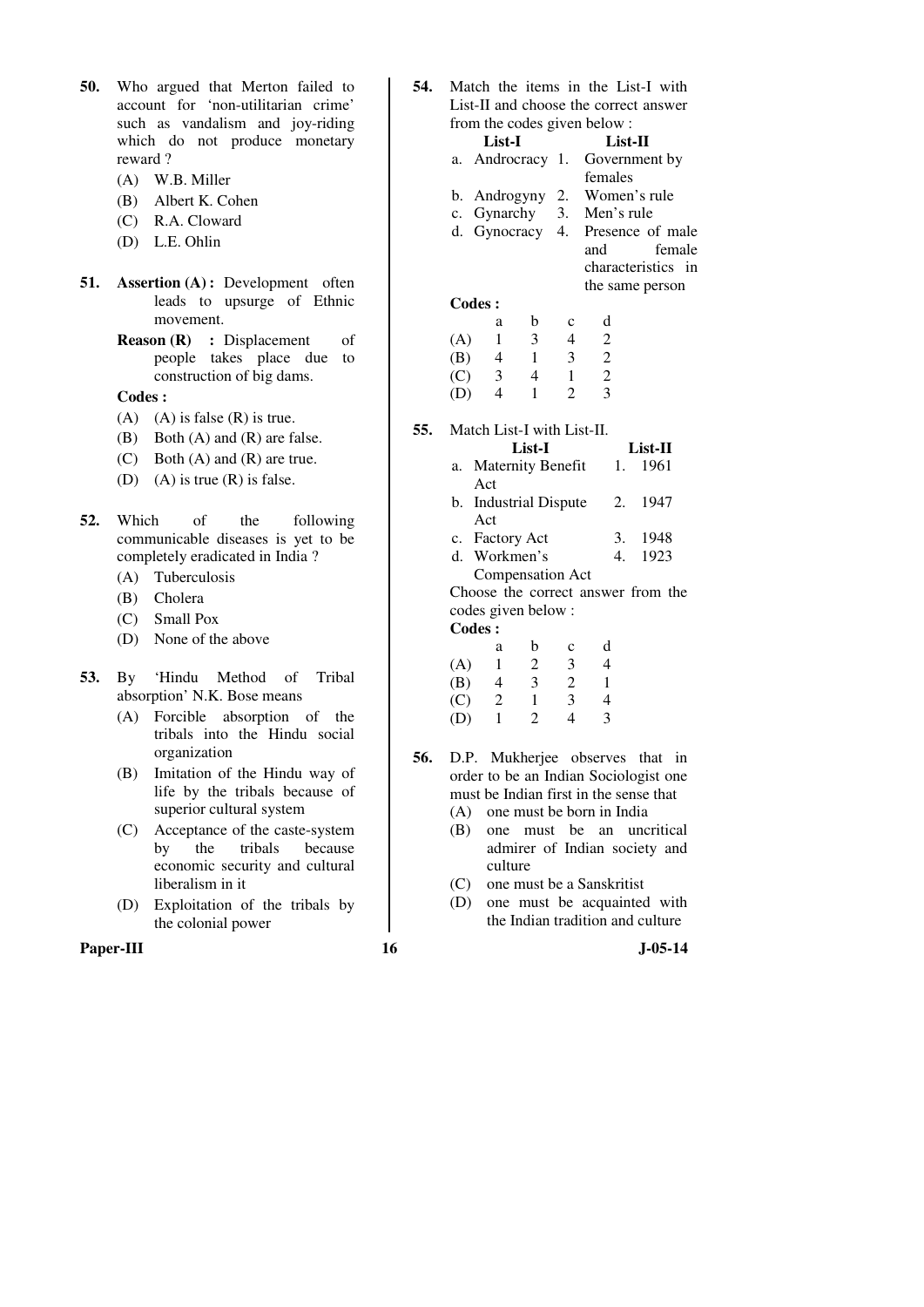**50.** Who argued that Merton failed to account for 'non-utilitarian crime' such as vandalism and joy-riding which do not produce monetary reward ?

(A) W.B. Miller
(B) Albert K. Cohen
(C) R.A. Cloward
(D) L.E. Ohlin

**51.** **Assertion (A) :** Development often leads to upsurge of Ethnic movement.

**Reason (R) :** Displacement of people takes place due to construction of big dams.

**Codes :**

(A) (A) is false (R) is true.
(B) Both (A) and (R) are false.
(C) Both (A) and (R) are true.
(D) (A) is true (R) is false.

**52.** Which of the following communicable diseases is yet to be completely eradicated in India ?

(A) Tuberculosis
(B) Cholera
(C) Small Pox
(D) None of the above

**53.** By 'Hindu Method of Tribal absorption' N.K. Bose means

(A) Forcible absorption of the tribals into the Hindu social organization
(B) Imitation of the Hindu way of life by the tribals because of superior cultural system
(C) Acceptance of the caste-system by the tribals because economic security and cultural liberalism in it
(D) Exploitation of the tribals by the colonial power

**54.** Match the items in the List-I with List-II and choose the correct answer from the codes given below :

| | List-I | | List-II |
|---|---|---|---|
| a. | Androcracy | 1. | Government by females |
| b. | Androgyny | 2. | Women's rule |
| c. | Gynarchy | 3. | Men's rule |
| d. | Gynocracy | 4. | Presence of male and female characteristics in the same person |

**Codes :**

| | a | b | c | d |
|---|---|---|---|---|
| (A) | 1 | 3 | 4 | 2 |
| (B) | 4 | 1 | 3 | 2 |
| (C) | 3 | 4 | 1 | 2 |
| (D) | 4 | 1 | 2 | 3 |

**55.** Match List-I with List-II.

| | List-I | | List-II |
|---|---|---|---|
| a. | Maternity Benefit Act | 1. | 1961 |
| b. | Industrial Dispute Act | 2. | 1947 |
| c. | Factory Act | 3. | 1948 |
| d. | Workmen's Compensation Act | 4. | 1923 |

Choose the correct answer from the codes given below :

**Codes :**

| | a | b | c | d |
|---|---|---|---|---|
| (A) | 1 | 2 | 3 | 4 |
| (B) | 4 | 3 | 2 | 1 |
| (C) | 2 | 1 | 3 | 4 |
| (D) | 1 | 2 | 4 | 3 |

**56.** D.P. Mukherjee observes that in order to be an Indian Sociologist one must be Indian first in the sense that

(A) one must be born in India
(B) one must be an uncritical admirer of Indian society and culture
(C) one must be a Sanskritist
(D) one must be acquainted with the Indian tradition and culture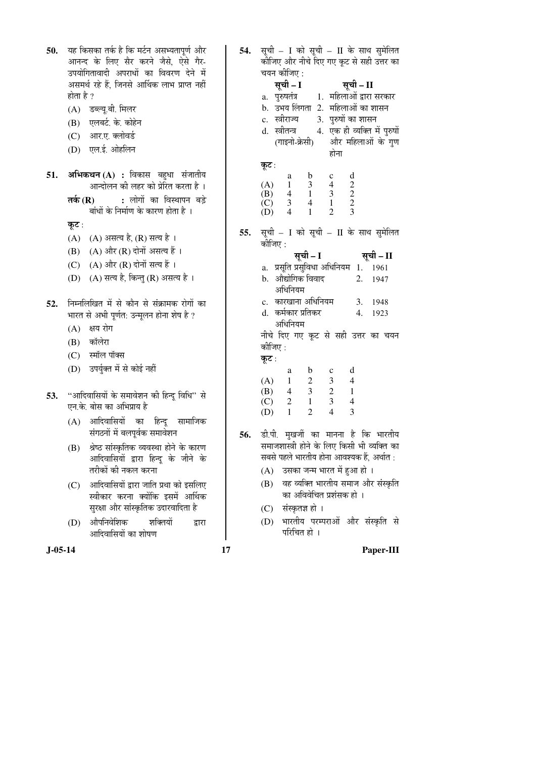**50.** यह किसका तर्क है कि मर्टन असभ्यतापूर्ण और आनन्द के लिए सैर करने जैसे, ऐसे गैर-उपयोगितावादी अपराधों का विवरण देने में असमर्थ रहे हैं, जिनसे आर्थिक लाभ प्राप्त नहीं होता है ?

(A) डब्ल्यू.बी. मिलर

(B) एलबर्ट. के. कोहेन

(C) आर.ए. क्लोवर्ड

(D) एल.ई. ओहलिन

**51.** **अभिकथन (A) :** विकास बहुधा संजातीय आन्दोलन की लहर को प्रेरित करता है ।

**तर्क (R) :** लोगों का विस्थापन बड़े बांधों के निर्माण के कारण होता है ।

**कूट :**

(A) (A) असत्य है, (R) सत्य है ।

(B) (A) और (R) दोनों असत्य हैं ।

(C) (A) और (R) दोनों सत्य हैं ।

(D) (A) सत्य है, किन्तु (R) असत्य है ।

**52.** निम्नलिखित में से कौन से संक्रामक रोगों का भारत से अभी पूर्णत: उन्मूलन होना शेष है ?

(A) क्षय रोग

(B) कॉलेरा

(C) स्मॉल पॉक्स

(D) उपर्युक्त में से कोई नहीं

**53.** "आदिवासियों के समावेशन की हिन्दू विधि" से एन.के. बोस का अभिप्राय है

(A) आदिवासियों का हिन्दू सामाजिक संगठनों में बलपूर्वक समावेशन

(B) श्रेष्ठ सांस्कृतिक व्यवस्था होने के कारण आदिवासियों द्वारा हिन्दू के जीने के तरीकों की नकल करना

(C) आदिवासियों द्वारा जाति प्रथा को इसलिए स्वीकार करना क्योंकि इसमें आर्थिक सुरक्षा और सांस्कृतिक उदारवादिता है

(D) औपनिवेशिक शक्तियों द्वारा आदिवासियों का शोषण

**54.** सूची – I को सूची – II के साथ सुमेलित कीजिए और नीचे दिए गए कूट से सही उत्तर का चयन कीजिए :

| सूची – I | सूची – II |
|---|---|
| a. पुरुषतंत्र | 1. महिलाओं द्वारा सरकार |
| b. उभय लिंगता | 2. महिलाओं का शासन |
| c. स्त्रीराज्य | 3. पुरुषों का शासन |
| d. स्त्रीतन्त्र (गाइनो-क्रेसी) | 4. एक ही व्यक्ति में पुरुषों और महिलाओं के गुण होना |

**कूट :**

| | a | b | c | d |
|---|---|---|---|---|
| (A) | 1 | 3 | 4 | 2 |
| (B) | 4 | 1 | 3 | 2 |
| (C) | 3 | 4 | 1 | 2 |
| (D) | 4 | 1 | 2 | 3 |

**55.** सूची – I को सूची – II के साथ सुमेलित कीजिए :

| सूची – I | सूची – II |
|---|---|
| a. प्रसूति प्रसुविधा अधिनियम | 1. 1961 |
| b. औद्योगिक विवाद अधिनियम | 2. 1947 |
| c. कारखाना अधिनियम | 3. 1948 |
| d. कर्मकार प्रतिकर अधिनियम | 4. 1923 |

नीचे दिए गए कूट से सही उत्तर का चयन कीजिए :

**कूट :**

| | a | b | c | d |
|---|---|---|---|---|
| (A) | 1 | 2 | 3 | 4 |
| (B) | 4 | 3 | 2 | 1 |
| (C) | 2 | 1 | 3 | 4 |
| (D) | 1 | 2 | 4 | 3 |

**56.** डी.पी. मुखर्जी का मानना है कि भारतीय समाजशास्त्री होने के लिए किसी भी व्यक्ति का सबसे पहले भारतीय होना आवश्यक हैं, अर्थात :

(A) उसका जन्म भारत में हुआ हो ।

(B) वह व्यक्ति भारतीय समाज और संस्कृति का अविवेचित प्रशंसक हो ।

(C) संस्कृतज्ञ हो ।

(D) भारतीय परम्पराओं और संस्कृति से परिचित हो ।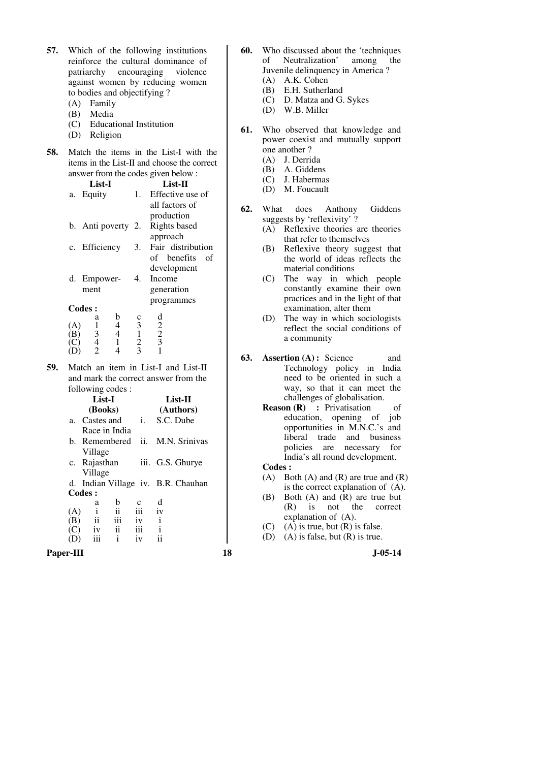57. Which of the following institutions reinforce the cultural dominance of patriarchy encouraging violence against women by reducing women to bodies and objectifying ?
   (A) Family
   (B) Media
   (C) Educational Institution
   (D) Religion

58. Match the items in the List-I with the items in the List-II and choose the correct answer from the codes given below :

| | List-I | | List-II |
|---|---|---|---|
| a. | Equity | 1. | Effective use of all factors of production |
| b. | Anti poverty | 2. | Rights based approach |
| c. | Efficiency | 3. | Fair distribution of benefits of development |
| d. | Empowerment | 4. | Income generation programmes |

**Codes :**

| | a | b | c | d |
|---|---|---|---|---|
| (A) | 1 | 4 | 3 | 2 |
| (B) | 3 | 4 | 1 | 2 |
| (C) | 4 | 1 | 2 | 3 |
| (D) | 2 | 4 | 3 | 1 |

59. Match an item in List-I and List-II and mark the correct answer from the following codes :

| | List-I (Books) | | List-II (Authors) |
|---|---|---|---|
| a. | Castes and Race in India | i. | S.C. Dube |
| b. | Remembered Village | ii. | M.N. Srinivas |
| c. | Rajasthan Village | iii. | G.S. Ghurye |
| d. | Indian Village | iv. | B.R. Chauhan |

**Codes :**

| | a | b | c | d |
|---|---|---|---|---|
| (A) | i | ii | iii | iv |
| (B) | ii | iii | iv | i |
| (C) | iv | ii | iii | i |
| (D) | iii | i | iv | ii |

60. Who discussed about the 'techniques of Neutralization' among the Juvenile delinquency in America ?
   (A) A.K. Cohen
   (B) E.H. Sutherland
   (C) D. Matza and G. Sykes
   (D) W.B. Miller

61. Who observed that knowledge and power coexist and mutually support one another ?
   (A) J. Derrida
   (B) A. Giddens
   (C) J. Habermas
   (D) M. Foucault

62. What does Anthony Giddens suggests by 'reflexivity' ?
   (A) Reflexive theories are theories that refer to themselves
   (B) Reflexive theory suggest that the world of ideas reflects the material conditions
   (C) The way in which people constantly examine their own practices and in the light of that examination, alter them
   (D) The way in which sociologists reflect the social conditions of a community

63. **Assertion (A) :** Science and Technology policy in India need to be oriented in such a way, so that it can meet the challenges of globalisation.
   **Reason (R) :** Privatisation of education, opening of job opportunities in M.N.C.'s and liberal trade and business policies are necessary for India's all round development.
   **Codes :**
   (A) Both (A) and (R) are true and (R) is the correct explanation of (A).
   (B) Both (A) and (R) are true but (R) is not the correct explanation of (A).
   (C) (A) is true, but (R) is false.
   (D) (A) is false, but (R) is true.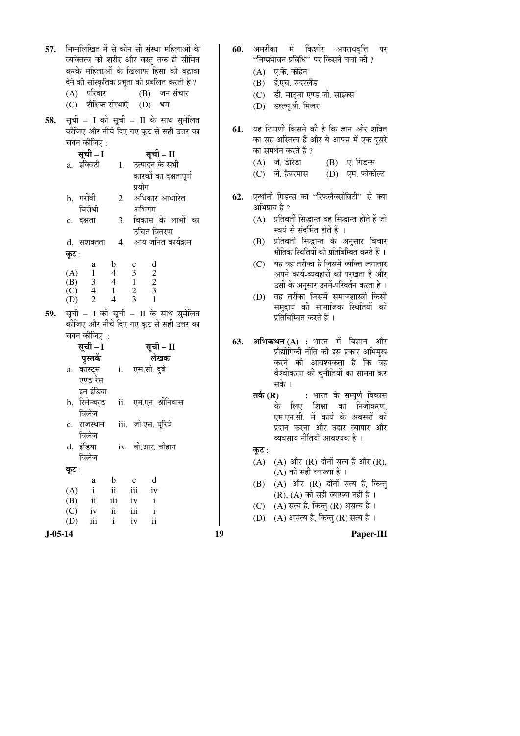57. निम्नलिखित में से कौन सी संस्था महिलाओं के व्यक्तित्व को शरीर और वस्तु तक ही सीमित करके महिलाओं के खिलाफ हिंसा को बढ़ावा देने की सांस्कृतिक प्रभुता को प्रचलित करती है ?
   (A) परिवार
   (B) जन संचार
   (C) शैक्षिक संस्थाएँ
   (D) धर्म

58. सूची – I को सूची – II के साथ सुमेलित कीजिए और नीचे दिए गए कूट से सही उत्तर का चयन कीजिए :

| सूची – I | सूची – II |
|---|---|
| a. इक्विटी | 1. उत्पादन के सभी कारकों का दक्षतापूर्ण प्रयोग |
| b. गरीबी विरोधी | 2. अधिकार आधारित अभिगम |
| c. दक्षता | 3. विकास के लाभों का उचित वितरण |
| d. सशक्तता | 4. आय जनित कार्यक्रम |

कूट :

| | a | b | c | d |
|---|---|---|---|---|
| (A) | 1 | 4 | 3 | 2 |
| (B) | 3 | 4 | 1 | 2 |
| (C) | 4 | 1 | 2 | 3 |
| (D) | 2 | 4 | 3 | 1 |

59. सूची – I को सूची – II के साथ सुमेलित कीजिए और नीचे दिए गए कूट से सही उत्तर का चयन कीजिए :

| सूची – I पुस्तकें | सूची – II लेखक |
|---|---|
| a. कास्ट्स एण्ड रेस इन इंडिया | i. एस.सी. दुबे |
| b. रिमेम्बर्ड विलेज | ii. एम.एन. श्रीनिवास |
| c. राजस्थान विलेज | iii. जी.एस. घूरिये |
| d. इंडिया विलेज | iv. बी.आर. चौहान |

कूट :

| | a | b | c | d |
|---|---|---|---|---|
| (A) | i | ii | iii | iv |
| (B) | ii | iii | iv | i |
| (C) | iv | ii | iii | i |
| (D) | iii | i | iv | ii |

60. अमरीका में किशोर अपराधवृत्ति पर "निष्प्रभावन प्रविधि" पर किसने चर्चा की ?
   (A) ए.के. कोहेन
   (B) ई.एच. सदरलैंड
   (C) डी. माट्ज़ा एण्ड जी. साइक्स
   (D) डब्ल्यू.बी. मिलर

61. यह टिप्पणी किसने की है कि ज्ञान और शक्ति का सह अस्तित्व हैं और ये आपस में एक दूसरे का समर्थन करते हैं ?
   (A) जे. डेरिडा
   (B) ए. गिडन्स
   (C) जे. हैबरमास
   (D) एम. फोकॉल्ट

62. एन्थॉनी गिडन्स का "रिफलैक्सीविटी" से क्या अभिप्राय है ?
   (A) प्रतिवर्ती सिद्धान्त वह सिद्धान्त होते हैं जो स्वयं से संदर्भित होते हैं ।
   (B) प्रतिवर्ती सिद्धान्त के अनुसार विचार भौतिक स्थितियों को प्रतिबिम्बित करते हैं ।
   (C) यह वह तरीका है जिसमें व्यक्ति लगातार अपने कार्य-व्यवहारों को परखता है और उसी के अनुसार उनमें-परिवर्तन करता है ।
   (D) वह तरीका जिसमें समाजशास्त्री किसी समुदाय की सामाजिक स्थितियों को प्रतिबिम्बित करते हैं ।

63. **अभिकथन (A) :** भारत में विज्ञान और प्रौद्योगिकी नीति को इस प्रकार अभिमुख करने की आवश्यकता है कि वह वैश्वीकरण की चुनौतियों का सामना कर सके ।

   **तर्क (R) :** भारत के सम्पूर्ण विकास के लिए शिक्षा का निजीकरण, एम.एन.सी. में कार्य के अवसरों को प्रदान करना और उदार व्यापार और व्यवसाय नीतियाँ आवश्यक है ।

   कूट :
   (A) (A) और (R) दोनों सत्य हैं और (R), (A) की सही व्याख्या है ।
   (B) (A) और (R) दोनों सत्य हैं, किन्तु (R), (A) की सही व्याख्या नहीं है ।
   (C) (A) सत्य है, किन्तु (R) असत्य है ।
   (D) (A) असत्य है, किन्तु (R) सत्य है ।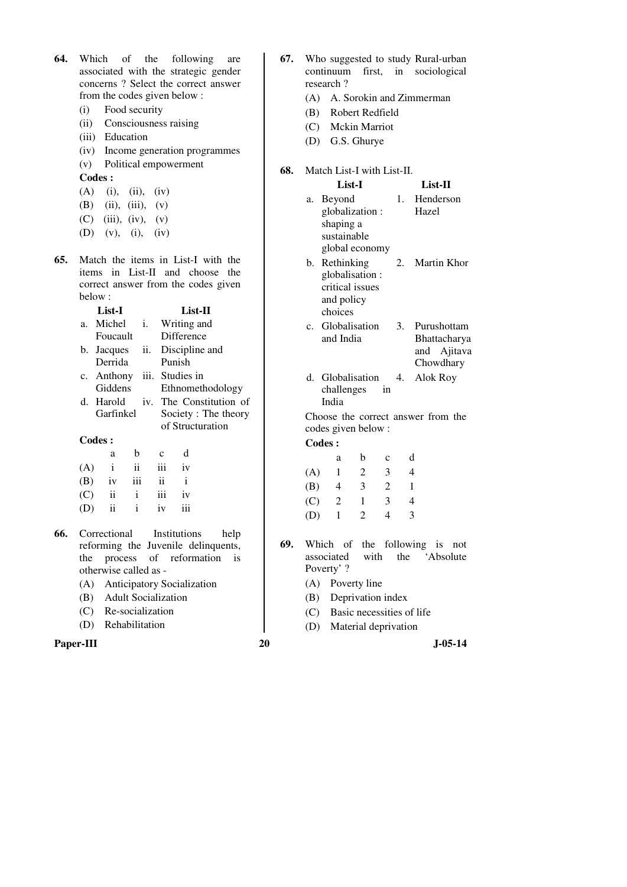**64.** Which of the following are associated with the strategic gender concerns ? Select the correct answer from the codes given below :

(i) Food security

(ii) Consciousness raising

(iii) Education

(iv) Income generation programmes

(v) Political empowerment

**Codes :**

(A) (i), (ii), (iv)

(B) (ii), (iii), (v)

(C) (iii), (iv), (v)

(D) (v), (i), (iv)

**65.** Match the items in List-I with the items in List-II and choose the correct answer from the codes given below :

| | List-I | | List-II |
|---|---|---|---|
| a. | Michel Foucault | i. | Writing and Difference |
| b. | Jacques Derrida | ii. | Discipline and Punish |
| c. | Anthony Giddens | iii. | Studies in Ethnomethodology |
| d. | Harold Garfinkel | iv. | The Constitution of Society : The theory of Structuration |

**Codes :**

| | a | b | c | d |
|---|---|---|---|---|
| (A) | i | ii | iii | iv |
| (B) | iv | iii | ii | i |
| (C) | ii | i | iii | iv |
| (D) | ii | i | iv | iii |

**66.** Correctional Institutions help reforming the Juvenile delinquents, the process of reformation is otherwise called as -

(A) Anticipatory Socialization

(B) Adult Socialization

(C) Re-socialization

(D) Rehabilitation

**67.** Who suggested to study Rural-urban continuum first, in sociological research ?

(A) A. Sorokin and Zimmerman

(B) Robert Redfield

(C) Mckin Marriot

(D) G.S. Ghurye

**68.** Match List-I with List-II.

| | List-I | | List-II |
|---|---|---|---|
| a. | Beyond globalization : shaping a sustainable global economy | 1. | Henderson Hazel |
| b. | Rethinking globalisation : critical issues and policy choices | 2. | Martin Khor |
| c. | Globalisation and India | 3. | Purushottam Bhattacharya and Ajitava Chowdhary |
| d. | Globalisation challenges in India | 4. | Alok Roy |

Choose the correct answer from the codes given below :

**Codes :**

| | a | b | c | d |
|---|---|---|---|---|
| (A) | 1 | 2 | 3 | 4 |
| (B) | 4 | 3 | 2 | 1 |
| (C) | 2 | 1 | 3 | 4 |
| (D) | 1 | 2 | 4 | 3 |

**69.** Which of the following is not associated with the 'Absolute Poverty' ?

(A) Poverty line

(B) Deprivation index

(C) Basic necessities of life

(D) Material deprivation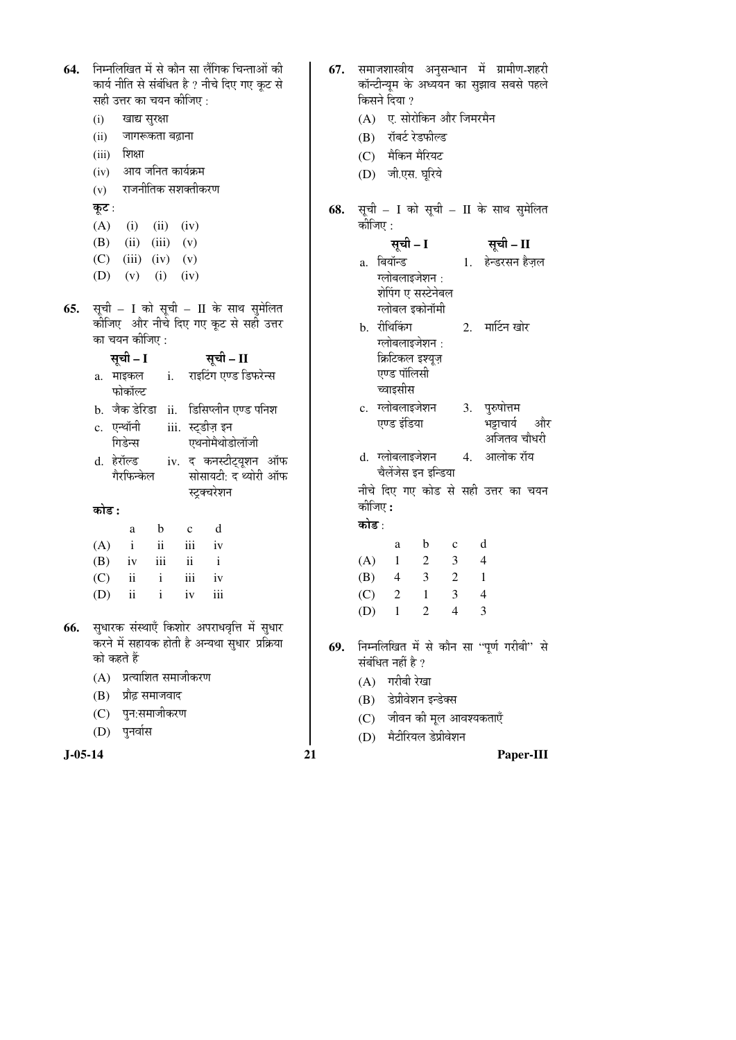**64.** निम्नलिखित में से कौन सा लैंगिक चिन्ताओं की कार्य नीति से संबंधित है ? नीचे दिए गए कूट से सही उत्तर का चयन कीजिए :

(i) खाद्य सुरक्षा
(ii) जागरूकता बढ़ाना
(iii) शिक्षा
(iv) आय जनित कार्यक्रम
(v) राजनीतिक सशक्तीकरण

**कूट** :

(A) (i) (ii) (iv)
(B) (ii) (iii) (v)
(C) (iii) (iv) (v)
(D) (v) (i) (iv)

**65.** सूची – I को सूची – II के साथ सुमेलित कीजिए और नीचे दिए गए कूट से सही उत्तर का चयन कीजिए :

| सूची – I | सूची – II |
|---|---|
| a. माइकल फोकॉल्ट | i. राइटिंग एण्ड डिफरेन्स |
| b. जैक डेरिडा | ii. डिसिप्लीन एण्ड पनिश |
| c. एन्थॉनी गिडेन्स | iii. स्टडीज़ इन एथनोमैथोडोलॉजी |
| d. हेरॉल्ड गैरफिन्केल | iv. द कनस्टीट्यूशन ऑफ सोसायटी: द थ्योरी ऑफ स्ट्रक्चरेशन |

**कोड :**

| | a | b | c | d |
|---|---|---|---|---|
| (A) | i | ii | iii | iv |
| (B) | iv | iii | ii | i |
| (C) | ii | i | iii | iv |
| (D) | ii | i | iv | iii |

**66.** सुधारक संस्थाएँ किशोर अपराधवृत्ति में सुधार करने में सहायक होती है अन्यथा सुधार प्रक्रिया को कहते हैं

(A) प्रत्याशित समाजीकरण
(B) प्रौढ़ समाजवाद
(C) पुन:समाजीकरण
(D) पुनर्वास

**67.** समाजशास्त्रीय अनुसन्धान में ग्रामीण-शहरी कॉन्टीन्यूम के अध्ययन का सुझाव सबसे पहले किसने दिया ?

(A) ए. सोरोकिन और जिमरमैन
(B) रॉबर्ट रेडफील्ड
(C) मैकिन मैरियट
(D) जी.एस. घूरिये

**68.** सूची – I को सूची – II के साथ सुमेलित कीजिए :

| सूची – I | सूची – II |
|---|---|
| a. बियॉन्ड ग्लोबलाइजेशन : शेपिंग ए सस्टेनेबल ग्लोबल इकोनॉमी | 1. हेन्डरसन हैज़ल |
| b. रीथिंकिंग ग्लोबलाइजेशन : क्रिटिकल इश्यूज़ एण्ड पॉलिसी च्वाइसीस | 2. मार्टिन खोर |
| c. ग्लोबलाइजेशन एण्ड इंडिया | 3. पुरुषोत्तम भट्टाचार्य और अजितव चौधरी |
| d. ग्लोबलाइजेशन चैलेंजेस इन इन्डिया | 4. आलोक रॉय |

नीचे दिए गए कोड से सही उत्तर का चयन कीजिए **:**

**कोड** :

| | a | b | c | d |
|---|---|---|---|---|
| (A) | 1 | 2 | 3 | 4 |
| (B) | 4 | 3 | 2 | 1 |
| (C) | 2 | 1 | 3 | 4 |
| (D) | 1 | 2 | 4 | 3 |

**69.** निम्नलिखित में से कौन सा "पूर्ण गरीबी" से संबंधित नहीं है ?

(A) गरीबी रेखा
(B) डेप्रीवेशन इन्डेक्स
(C) जीवन की मूल आवश्यकताएँ
(D) मैटीरियल डेप्रीवेशन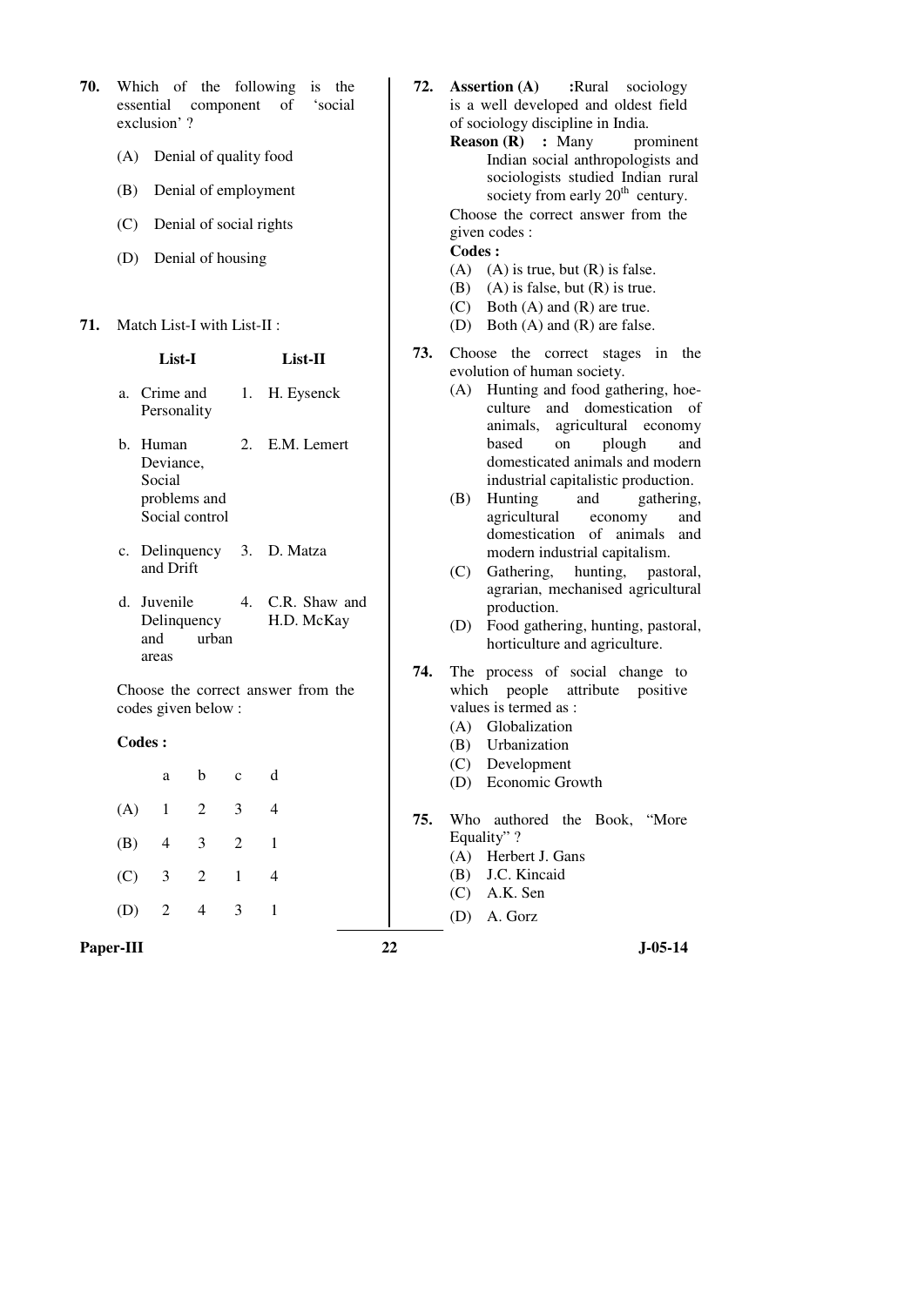70. Which of the following is the essential component of 'social exclusion' ?

(A) Denial of quality food

(B) Denial of employment

(C) Denial of social rights

(D) Denial of housing

71. Match List-I with List-II :

| | List-I | | List-II |
|---|---|---|---|
| a. | Crime and Personality | 1. | H. Eysenck |
| b. | Human Deviance, Social problems and Social control | 2. | E.M. Lemert |
| c. | Delinquency and Drift | 3. | D. Matza |
| d. | Juvenile Delinquency and urban areas | 4. | C.R. Shaw and H.D. McKay |

Choose the correct answer from the codes given below :

**Codes :**

| | a | b | c | d |
|---|---|---|---|---|
| (A) | 1 | 2 | 3 | 4 |
| (B) | 4 | 3 | 2 | 1 |
| (C) | 3 | 2 | 1 | 4 |
| (D) | 2 | 4 | 3 | 1 |

72. **Assertion (A) :** Rural sociology is a well developed and oldest field of sociology discipline in India.

**Reason (R) :** Many prominent Indian social anthropologists and sociologists studied Indian rural society from early 20th century.

Choose the correct answer from the given codes :

**Codes :**

(A) (A) is true, but (R) is false.

(B) (A) is false, but (R) is true.

(C) Both (A) and (R) are true.

(D) Both (A) and (R) are false.

73. Choose the correct stages in the evolution of human society.

(A) Hunting and food gathering, hoe-culture and domestication of animals, agricultural economy based on plough and domesticated animals and modern industrial capitalistic production.

(B) Hunting and gathering, agricultural economy and domestication of animals and modern industrial capitalism.

(C) Gathering, hunting, pastoral, agrarian, mechanised agricultural production.

(D) Food gathering, hunting, pastoral, horticulture and agriculture.

74. The process of social change to which people attribute positive values is termed as :

(A) Globalization

(B) Urbanization

(C) Development

(D) Economic Growth

75. Who authored the Book, "More Equality" ?

(A) Herbert J. Gans

(B) J.C. Kincaid

(C) A.K. Sen

(D) A. Gorz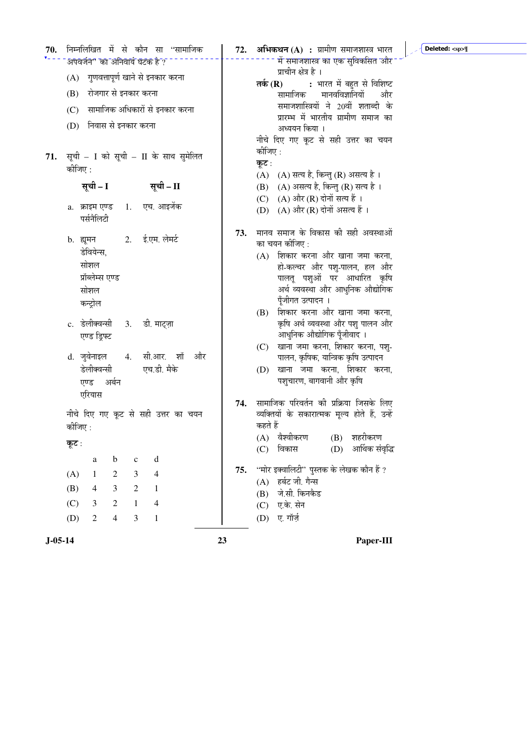70. निम्नलिखित में से कौन सा "सामाजिक अपवर्जन" का अनिवार्य घटक है ?

(A) गुणवत्तापूर्ण खाने से इनकार करना

(B) रोजगार से इनकार करना

(C) सामाजिक अधिकारों से इनकार करना

(D) निवास से इनकार करना

71. सूची – I को सूची – II के साथ सुमेलित कीजिए :

| सूची – I | सूची – II |
|---|---|
| a. क्राइम एण्ड पर्सनैलिटी | 1. एच. आइजेंक |
| b. ह्यूमन डेवियेन्स, सोशल प्रॉब्लेम्स एण्ड सोशल कन्ट्रोल | 2. ई.एम. लेमर्ट |
| c. डेलीक्वन्सी एण्ड ड्रिफ्ट | 3. डी. माट्ज़ा |
| d. जुवेनाइल डेलीक्वन्सी एण्ड अर्बन एरियास | 4. सी.आर. शॉ और एच.डी. मैके |

नीचे दिए गए कूट से सही उत्तर का चयन कीजिए :

**कूट :**

| | a | b | c | d |
|---|---|---|---|---|
| (A) | 1 | 2 | 3 | 4 |
| (B) | 4 | 3 | 2 | 1 |
| (C) | 3 | 2 | 1 | 4 |
| (D) | 2 | 4 | 3 | 1 |

72. **अभिकथन (A) :** ग्रामीण समाजशास्त्र भारत में समाजशास्त्र का एक सुविकसित और प्राचीन क्षेत्र है ।

**तर्क (R) :** भारत में बहुत से विशिष्ट सामाजिक मानवविज्ञानियों और समाजशास्त्रियों ने 20वीं शताब्दी के प्रारम्भ में भारतीय ग्रामीण समाज का अध्ययन किया ।

नीचे दिए गए कूट से सही उत्तर का चयन कीजिए :

**कूट :**

(A) (A) सत्य है, किन्तु (R) असत्य है ।

(B) (A) असत्य है, किन्तु (R) सत्य है ।

(C) (A) और (R) दोनों सत्य हैं ।

(D) (A) और (R) दोनों असत्य हैं ।

73. मानव समाज के विकास की सही अवस्थाओं का चयन कीजिए :

(A) शिकार करना और खाना जमा करना, हो-कल्चर और पशु-पालन, हल और पालतू पशुओं पर आधारित कृषि अर्थ व्यवस्था और आधुनिक औद्योगिक पूँजीगत उत्पादन ।

(B) शिकार करना और खाना जमा करना, कृषि अर्थ व्यवस्था और पशु पालन और आधुनिक औद्योगिक पूँजीवाद ।

(C) खाना जमा करना, शिकार करना, पशु-पालन, कृषिक, यान्त्रिक कृषि उत्पादन

(D) खाना जमा करना, शिकार करना, पशुचारण, बागवानी और कृषि

74. सामाजिक परिवर्तन की प्रक्रिया जिसके लिए व्यक्तियों के सकारात्मक मूल्य होते हैं, उन्हें कहते हैं

(A) वैश्वीकरण

(B) शहरीकरण

(C) विकास

(D) आर्थिक संवृद्धि

75. "मोर इक्वालिटी" पुस्तक के लेखक कौन हैं ?

(A) हर्बट जी. गैन्स

(B) जे.सी. किनकैड

(C) ए.के. सेन

(D) ए. गॉर्ज़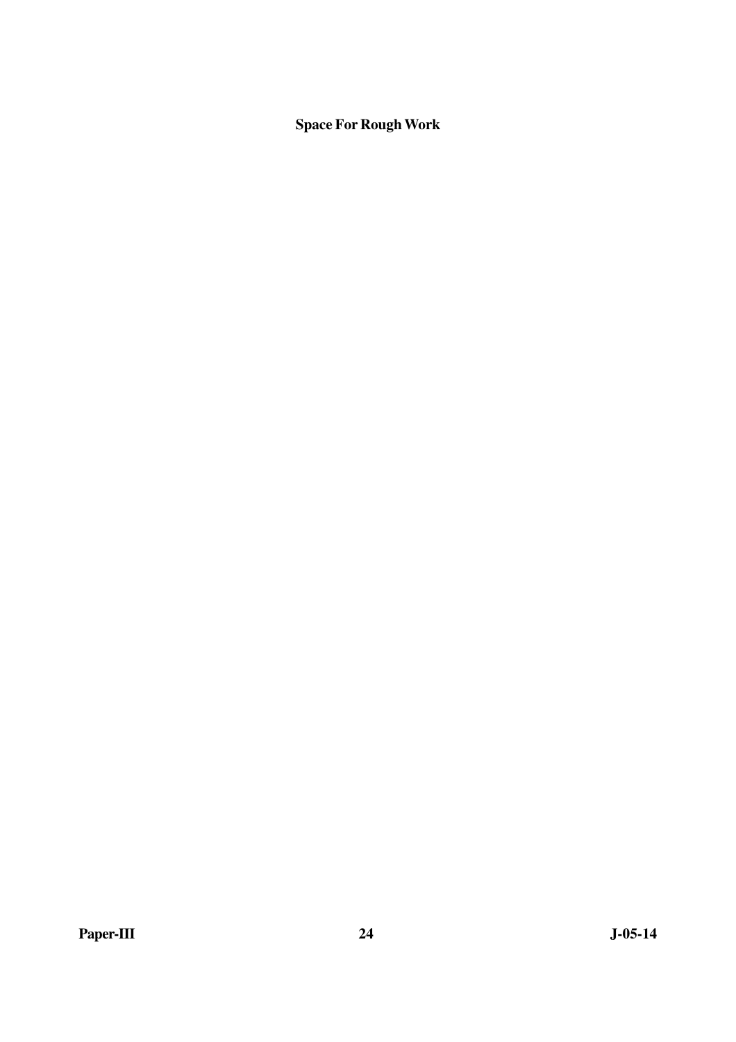**Space For Rough Work**